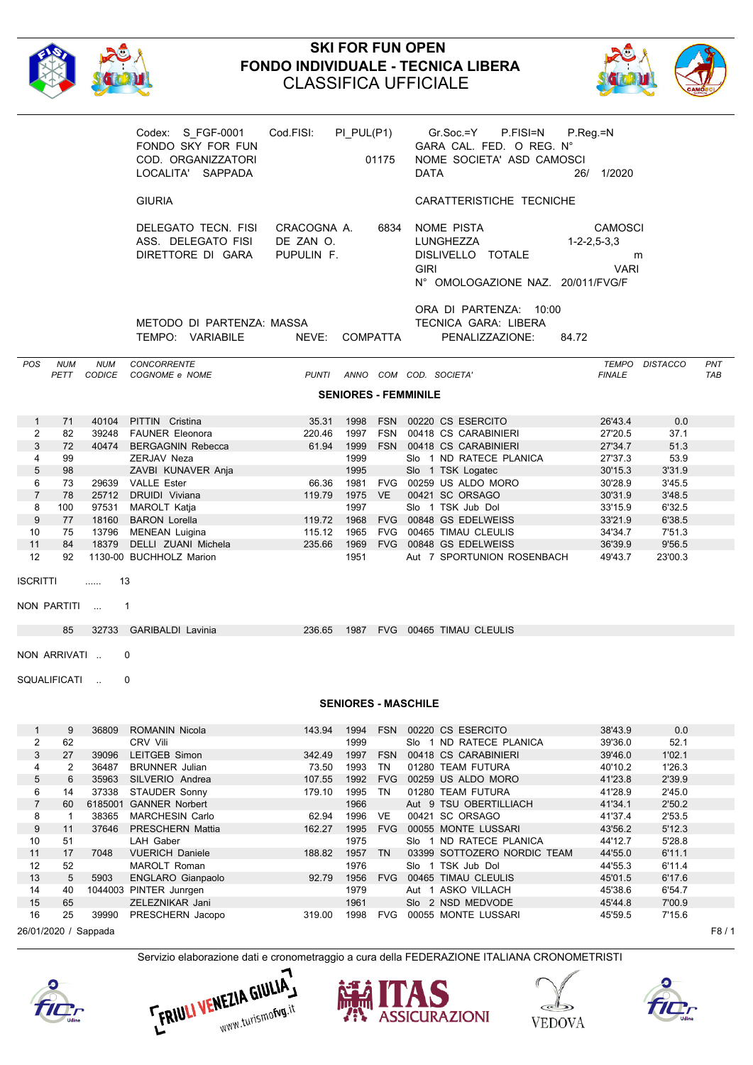# SKI FOR FUN OPEN
## FONDO INDIVIDUALE - TECNICA LIBERA
## CLASSIFICA UFFICIALE

Codex: S_FGF-0001 Cod.FISI: PI_PUL(P1)
FONDO SKY FOR FUN
COD. ORGANIZZATORI 01175
LOCALITA' SAPPADA

Gr.Soc.=Y P.FISI=N P.Reg.=N
GARA CAL. FED. O REG. N°
NOME SOCIETA' ASD CAMOSCI
DATA 26/ 1/2020

GIURIA

DELEGATO TECN. FISI CRACOGNA A. 6834
ASS. DELEGATO FISI DE ZAN O.
DIRETTORE DI GARA PUPULIN F.

CARATTERISTICHE TECNICHE

NOME PISTA CAMOSCI
LUNGHEZZA 1-2-2,5-3,3
DISLIVELLO TOTALE m
GIRI VARI
N° OMOLOGAZIONE NAZ. 20/011/FVG/F

ORA DI PARTENZA: 10:00
TECNICA GARA: LIBERA
PENALIZZAZIONE: 84.72

METODO DI PARTENZA: MASSA
TEMPO: VARIABILE NEVE: COMPATTA

### SENIORES - FEMMINILE

| POS | NUM PETT | NUM CODICE | CONCORRENTE COGNOME e NOME | PUNTI | ANNO | COM | COD. SOCIETA' | TEMPO FINALE | DISTACCO | PNT TAB |
|---|---|---|---|---|---|---|---|---|---|---|
| 1 | 71 | 40104 | PITTIN Cristina | 35.31 | 1998 | FSN | 00220 CS ESERCITO | 26'43.4 | 0.0 | |
| 2 | 82 | 39248 | FAUNER Eleonora | 220.46 | 1997 | FSN | 00418 CS CARABINIERI | 27'20.5 | 37.1 | |
| 3 | 72 | 40474 | BERGAGNIN Rebecca | 61.94 | 1999 | FSN | 00418 CS CARABINIERI | 27'34.7 | 51.3 | |
| 4 | 99 | | ZERJAV Neza | | 1999 | | Slo 1 ND RATECE PLANICA | 27'37.3 | 53.9 | |
| 5 | 98 | | ZAVBI KUNAVER Anja | | 1995 | | Slo 1 TSK Logatec | 30'15.3 | 3'31.9 | |
| 6 | 73 | 29639 | VALLE Ester | 66.36 | 1981 | FVG | 00259 US ALDO MORO | 30'28.9 | 3'45.5 | |
| 7 | 78 | 25712 | DRUIDI Viviana | 119.79 | 1975 | VE | 00421 SC ORSAGO | 30'31.9 | 3'48.5 | |
| 8 | 100 | 97531 | MAROLT Katja | | 1997 | | Slo 1 TSK Jub Dol | 33'15.9 | 6'32.5 | |
| 9 | 77 | 18160 | BARON Lorella | 119.72 | 1968 | FVG | 00848 GS EDELWEISS | 33'21.9 | 6'38.5 | |
| 10 | 75 | 13796 | MENEAN Luigina | 115.12 | 1965 | FVG | 00465 TIMAU CLEULIS | 34'34.7 | 7'51.3 | |
| 11 | 84 | 18379 | DELLI ZUANI Michela | 235.66 | 1969 | FVG | 00848 GS EDELWEISS | 36'39.9 | 9'56.5 | |
| 12 | 92 | 1130-00 | BUCHHOLZ Marion | | 1951 | | Aut 7 SPORTUNION ROSENBACH | 49'43.7 | 23'00.3 | |

ISCRITTI ...... 13

NON PARTITI ... 1

| NUM PETT | NUM CODICE | COGNOME e NOME | PUNTI | ANNO | COM | COD. SOCIETA' |
|---|---|---|---|---|---|---|
| 85 | 32733 | GARIBALDI Lavinia | 236.65 | 1987 | FVG | 00465 TIMAU CLEULIS |

NON ARRIVATI .. 0

SQUALIFICATI .. 0

### SENIORES - MASCHILE

| POS | NUM PETT | NUM CODICE | CONCORRENTE COGNOME e NOME | PUNTI | ANNO | COM | COD. SOCIETA' | TEMPO FINALE | DISTACCO | PNT TAB |
|---|---|---|---|---|---|---|---|---|---|---|
| 1 | 9 | 36809 | ROMANIN Nicola | 143.94 | 1994 | FSN | 00220 CS ESERCITO | 38'43.9 | 0.0 | |
| 2 | 62 | | CRV Vili | | 1999 | | Slo 1 ND RATECE PLANICA | 39'36.0 | 52.1 | |
| 3 | 27 | 39096 | LEITGEB Simon | 342.49 | 1997 | FSN | 00418 CS CARABINIERI | 39'46.0 | 1'02.1 | |
| 4 | 2 | 36487 | BRUNNER Julian | 73.50 | 1993 | TN | 01280 TEAM FUTURA | 40'10.2 | 1'26.3 | |
| 5 | 6 | 35963 | SILVERIO Andrea | 107.55 | 1992 | FVG | 00259 US ALDO MORO | 41'23.8 | 2'39.9 | |
| 6 | 14 | 37338 | STAUDER Sonny | 179.10 | 1995 | TN | 01280 TEAM FUTURA | 41'28.9 | 2'45.0 | |
| 7 | 60 | 6185001 | GANNER Norbert | | 1966 | | Aut 9 TSU OBERTILLIACH | 41'34.1 | 2'50.2 | |
| 8 | 1 | 38365 | MARCHESIN Carlo | 62.94 | 1996 | VE | 00421 SC ORSAGO | 41'37.4 | 2'53.5 | |
| 9 | 11 | 37646 | PRESCHERN Mattia | 162.27 | 1995 | FVG | 00055 MONTE LUSSARI | 43'56.2 | 5'12.3 | |
| 10 | 51 | | LAH Gaber | | 1975 | | Slo 1 ND RATECE PLANICA | 44'12.7 | 5'28.8 | |
| 11 | 17 | 7048 | VUERICH Daniele | 188.82 | 1957 | TN | 03399 SOTTOZERO NORDIC TEAM | 44'55.0 | 6'11.1 | |
| 12 | 52 | | MAROLT Roman | | 1976 | | Slo 1 TSK Jub Dol | 44'55.3 | 6'11.4 | |
| 13 | 5 | 5903 | ENGLARO Gianpaolo | 92.79 | 1956 | FVG | 00465 TIMAU CLEULIS | 45'01.5 | 6'17.6 | |
| 14 | 40 | 1044003 | PINTER Junrgen | | 1979 | | Aut 1 ASKO VILLACH | 45'38.6 | 6'54.7 | |
| 15 | 65 | | ZELEZNIKAR Jani | | 1961 | | Slo 2 NSD MEDVODE | 45'44.8 | 7'00.9 | |
| 16 | 25 | 39990 | PRESCHERN Jacopo | 319.00 | 1998 | FVG | 00055 MONTE LUSSARI | 45'59.5 | 7'15.6 | |

26/01/2020 / Sappada

Servizio elaborazione dati e cronometraggio a cura della FEDERAZIONE ITALIANA CRONOMETRISTI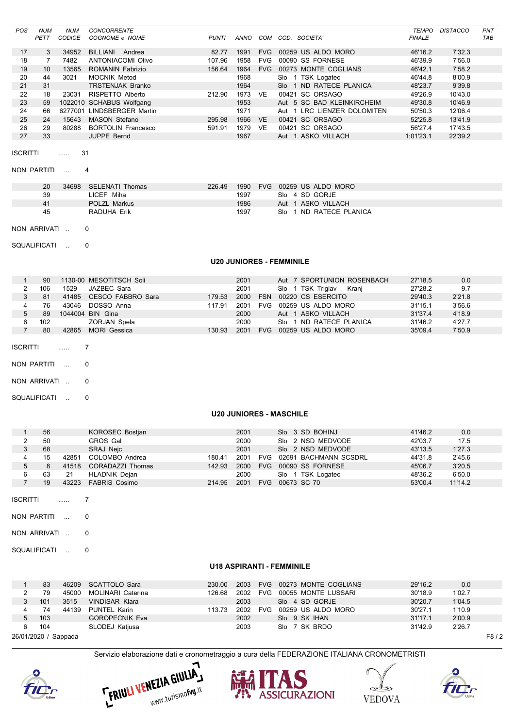| POS | NUM PETT | NUM CODICE | CONCORRENTE COGNOME e NOME | PUNTI | ANNO | COM | COD. SOCIETA' | TEMPO FINALE | DISTACCO | PNT TAB |
|---|---|---|---|---|---|---|---|---|---|---|
| 17 | 3 | 34952 | BILLIANI Andrea | 82.77 | 1991 | FVG | 00259 US ALDO MORO | 46'16.2 | 7'32.3 | |
| 18 | 7 | 7482 | ANTONIACOMI Olivo | 107.96 | 1958 | FVG | 00090 SS FORNESE | 46'39.9 | 7'56.0 | |
| 19 | 10 | 13565 | ROMANIN Fabrizio | 156.64 | 1964 | FVG | 00273 MONTE COGLIANS | 46'42.1 | 7'58.2 | |
| 20 | 44 | 3021 | MOCNIK Metod | | 1968 | | Slo 1 TSK Logatec | 46'44.8 | 8'00.9 | |
| 21 | 31 | | TRSTENJAK Branko | | 1964 | | Slo 1 ND RATECE PLANICA | 48'23.7 | 9'39.8 | |
| 22 | 18 | 23031 | RISPETTO Alberto | 212.90 | 1973 | VE | 00421 SC ORSAGO | 49'26.9 | 10'43.0 | |
| 23 | 59 | 1022010 | SCHABUS Wolfgang | | 1953 | | Aut 5 SC BAD KLEINKIRCHEIM | 49'30.8 | 10'46.9 | |
| 24 | 66 | 6277001 | LINDSBERGER Martin | | 1971 | | Aut 1 LRC LIENZER DOLOMITEN | 50'50.3 | 12'06.4 | |
| 25 | 24 | 15643 | MASON Stefano | 295.98 | 1966 | VE | 00421 SC ORSAGO | 52'25.8 | 13'41.9 | |
| 26 | 29 | 80288 | BORTOLIN Francesco | 591.91 | 1979 | VE | 00421 SC ORSAGO | 56'27.4 | 17'43.5 | |
| 27 | 33 | | JUPPE Bernd | | 1967 | | Aut 1 ASKO VILLACH | 1:01'23.1 | 22'39.2 | |

ISCRITTI ...... 31

NON PARTITI ... 4

| NUM PETT | NUM CODICE | COGNOME e NOME | PUNTI | ANNO | COM | COD. SOCIETA' |
|---|---|---|---|---|---|---|
| 20 | 34698 | SELENATI Thomas | 226.49 | 1990 | FVG | 00259 US ALDO MORO |
| 39 | | LICEF Miha | | 1997 | | Slo 4 SD GORJE |
| 41 | | POLZL Markus | | 1986 | | Aut 1 ASKO VILLACH |
| 45 | | RADUHA Erik | | 1997 | | Slo 1 ND RATECE PLANICA |

NON ARRIVATI .. 0

SQUALIFICATI .. 0

## U20 JUNIORES - FEMMINILE

| POS | NUM PETT | NUM CODICE | COGNOME e NOME | PUNTI | ANNO | COM | COD. SOCIETA' | TEMPO FINALE | DISTACCO | PNT TAB |
|---|---|---|---|---|---|---|---|---|---|---|
| 1 | 90 | 1130-00 | MESOTITSCH Soli | | 2001 | | Aut 7 SPORTUNION ROSENBACH | 27'18.5 | 0.0 | |
| 2 | 106 | 1529 | JAZBEC Sara | | 2001 | | Slo 1 TSK Triglav Kranj | 27'28.2 | 9.7 | |
| 3 | 81 | 41485 | CESCO FABBRO Sara | 179.53 | 2000 | FSN | 00220 CS ESERCITO | 29'40.3 | 2'21.8 | |
| 4 | 76 | 43046 | DOSSO Anna | 117.91 | 2001 | FVG | 00259 US ALDO MORO | 31'15.1 | 3'56.6 | |
| 5 | 89 | 1044004 | BIN Gina | | 2000 | | Aut 1 ASKO VILLACH | 31'37.4 | 4'18.9 | |
| 6 | 102 | | ZORJAN Spela | | 2000 | | Slo 1 ND RATECE PLANICA | 31'46.2 | 4'27.7 | |
| 7 | 80 | 42865 | MORI Gessica | 130.93 | 2001 | FVG | 00259 US ALDO MORO | 35'09.4 | 7'50.9 | |

ISCRITTI ...... 7

NON PARTITI ... 0

NON ARRIVATI .. 0

SQUALIFICATI .. 0

## U20 JUNIORES - MASCHILE

| POS | NUM PETT | NUM CODICE | COGNOME e NOME | PUNTI | ANNO | COM | COD. SOCIETA' | TEMPO FINALE | DISTACCO | PNT TAB |
|---|---|---|---|---|---|---|---|---|---|---|
| 1 | 56 | | KOROSEC Bostjan | | 2001 | | Slo 3 SD BOHINJ | 41'46.2 | 0.0 | |
| 2 | 50 | | GROS Gal | | 2000 | | Slo 2 NSD MEDVODE | 42'03.7 | 17.5 | |
| 3 | 68 | | SRAJ Nejc | | 2001 | | Slo 2 NSD MEDVODE | 43'13.5 | 1'27.3 | |
| 4 | 15 | 42851 | COLOMBO Andrea | 180.41 | 2001 | FVG | 02691 BACHMANN SCSDRL | 44'31.8 | 2'45.6 | |
| 5 | 8 | 41518 | CORADAZZI Thomas | 142.93 | 2000 | FVG | 00090 SS FORNESE | 45'06.7 | 3'20.5 | |
| 6 | 63 | 21 | HLADNIK Dejan | | 2000 | | Slo 1 TSK Logatec | 48'36.2 | 6'50.0 | |
| 7 | 19 | 43223 | FABRIS Cosimo | 214.95 | 2001 | FVG | 00673 SC 70 | 53'00.4 | 11'14.2 | |

ISCRITTI ...... 7

NON PARTITI ... 0

NON ARRIVATI .. 0

SQUALIFICATI .. 0

## U18 ASPIRANTI - FEMMINILE

| POS | NUM PETT | NUM CODICE | COGNOME e NOME | PUNTI | ANNO | COM | COD. SOCIETA' | TEMPO FINALE | DISTACCO | PNT TAB |
|---|---|---|---|---|---|---|---|---|---|---|
| 1 | 83 | 46209 | SCATTOLO Sara | 230.00 | 2003 | FVG | 00273 MONTE COGLIANS | 29'16.2 | 0.0 | |
| 2 | 79 | 45000 | MOLINARI Caterina | 126.68 | 2002 | FVG | 00055 MONTE LUSSARI | 30'18.9 | 1'02.7 | |
| 3 | 101 | 3515 | VINDISAR Klara | | 2003 | | Slo 4 SD GORJE | 30'20.7 | 1'04.5 | |
| 4 | 74 | 44139 | PUNTEL Karin | 113.73 | 2002 | FVG | 00259 US ALDO MORO | 30'27.1 | 1'10.9 | |
| 5 | 103 | | GOROPECNIK Eva | | 2002 | | Slo 9 SK IHAN | 31'17.1 | 2'00.9 | |
| 6 | 104 | | SLODEJ Katjusa | | 2003 | | Slo 7 SK BRDO | 31'42.9 | 2'26.7 | |

26/01/2020 / Sappada

Servizio elaborazione dati e cronometraggio a cura della FEDERAZIONE ITALIANA CRONOMETRISTI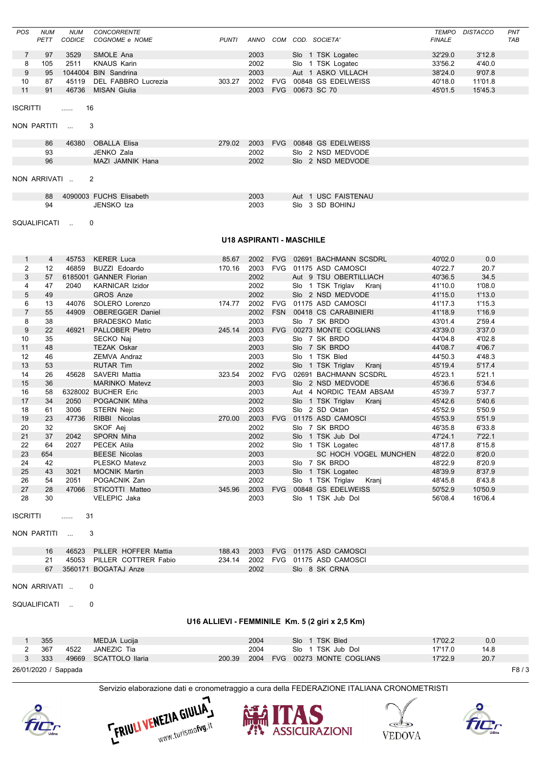| POS | NUM PETT | NUM CODICE | CONCORRENTE COGNOME e NOME | PUNTI | ANNO | COM | COD. SOCIETA' | TEMPO FINALE | DISTACCO | PNT TAB |
|---|---|---|---|---|---|---|---|---|---|---|
| 7 | 97 | 3529 | SMOLE Ana | | 2003 | | Slo 1 TSK Logatec | 32'29.0 | 3'12.8 | |
| 8 | 105 | 2511 | KNAUS Karin | | 2002 | | Slo 1 TSK Logatec | 33'56.2 | 4'40.0 | |
| 9 | 95 | 1044004 | BIN Sandrina | | 2003 | | Aut 1 ASKO VILLACH | 38'24.0 | 9'07.8 | |
| 10 | 87 | 45119 | DEL FABBRO Lucrezia | 303.27 | 2002 | FVG | 00848 GS EDELWEISS | 40'18.0 | 11'01.8 | |
| 11 | 91 | 46736 | MISAN Giulia | | 2003 | FVG | 00673 SC 70 | 45'01.5 | 15'45.3 | |

ISCRITTI ...... 16

NON PARTITI ... 3

| NUM PETT | NUM CODICE | COGNOME e NOME | PUNTI | ANNO | COM | COD. SOCIETA' |
|---|---|---|---|---|---|---|
| 86 | 46380 | OBALLA Elisa | 279.02 | 2003 | FVG | 00848 GS EDELWEISS |
| 93 | | JENKO Zala | | 2002 | | Slo 2 NSD MEDVODE |
| 96 | | MAZI JAMNIK Hana | | 2002 | | Slo 2 NSD MEDVODE |

NON ARRIVATI .. 2

| NUM PETT | NUM CODICE | COGNOME e NOME | PUNTI | ANNO | COM | COD. SOCIETA' |
|---|---|---|---|---|---|---|
| 88 | 4090003 | FUCHS Elisabeth | | 2003 | | Aut 1 USC FAISTENAU |
| 94 | | JENSKO Iza | | 2003 | | Slo 3 SD BOHINJ |

SQUALIFICATI .. 0

## U18 ASPIRANTI - MASCHILE

| POS | NUM PETT | NUM CODICE | COGNOME e NOME | PUNTI | ANNO | COM | COD. SOCIETA' | TEMPO FINALE | DISTACCO | PNT TAB |
|---|---|---|---|---|---|---|---|---|---|---|
| 1 | 4 | 45753 | KERER Luca | 85.67 | 2002 | FVG | 02691 BACHMANN SCSDRL | 40'02.0 | 0.0 | |
| 2 | 12 | 46859 | BUZZI Edoardo | 170.16 | 2003 | FVG | 01175 ASD CAMOSCI | 40'22.7 | 20.7 | |
| 3 | 57 | 6185001 | GANNER Florian | | 2002 | | Aut 9 TSU OBERTILLIACH | 40'36.5 | 34.5 | |
| 4 | 47 | 2040 | KARNICAR Izidor | | 2002 | | Slo 1 TSK Triglav Kranj | 41'10.0 | 1'08.0 | |
| 5 | 49 | | GROS Anze | | 2002 | | Slo 2 NSD MEDVODE | 41'15.0 | 1'13.0 | |
| 6 | 13 | 44076 | SOLERO Lorenzo | 174.77 | 2002 | FVG | 01175 ASD CAMOSCI | 41'17.3 | 1'15.3 | |
| 7 | 55 | 44909 | OBEREGGER Daniel | | 2002 | FSN | 00418 CS CARABINIERI | 41'18.9 | 1'16.9 | |
| 8 | 38 | | BRADESKO Matic | | 2003 | | Slo 7 SK BRDO | 43'01.4 | 2'59.4 | |
| 9 | 22 | 46921 | PALLOBER Pietro | 245.14 | 2003 | FVG | 00273 MONTE COGLIANS | 43'39.0 | 3'37.0 | |
| 10 | 35 | | SECKO Naj | | 2003 | | Slo 7 SK BRDO | 44'04.8 | 4'02.8 | |
| 11 | 48 | | TEZAK Oskar | | 2003 | | Slo 7 SK BRDO | 44'08.7 | 4'06.7 | |
| 12 | 46 | | ZEMVA Andraz | | 2003 | | Slo 1 TSK Bled | 44'50.3 | 4'48.3 | |
| 13 | 53 | | RUTAR Tim | | 2002 | | Slo 1 TSK Triglav Kranj | 45'19.4 | 5'17.4 | |
| 14 | 26 | 45628 | SAVERI Mattia | 323.54 | 2002 | FVG | 02691 BACHMANN SCSDRL | 45'23.1 | 5'21.1 | |
| 15 | 36 | | MARINKO Matevz | | 2003 | | Slo 2 NSD MEDVODE | 45'36.6 | 5'34.6 | |
| 16 | 58 | 6328002 | BUCHER Eric | | 2003 | | Aut 4 NORDIC TEAM ABSAM | 45'39.7 | 5'37.7 | |
| 17 | 34 | 2050 | POGACNIK Miha | | 2002 | | Slo 1 TSK Triglav Kranj | 45'42.6 | 5'40.6 | |
| 18 | 61 | 3006 | STERN Nejc | | 2003 | | Slo 2 SD Oktan | 45'52.9 | 5'50.9 | |
| 19 | 23 | 47736 | RIBBI Nicolas | 270.00 | 2003 | FVG | 01175 ASD CAMOSCI | 45'53.9 | 5'51.9 | |
| 20 | 32 | | SKOF Aej | | 2002 | | Slo 7 SK BRDO | 46'35.8 | 6'33.8 | |
| 21 | 37 | 2042 | SPORN Miha | | 2002 | | Slo 1 TSK Jub Dol | 47'24.1 | 7'22.1 | |
| 22 | 64 | 2027 | PECEK Atila | | 2002 | | Slo 1 TSK Logatec | 48'17.8 | 8'15.8 | |
| 23 | 654 | | BEESE Nicolas | | 2003 | | SC HOCH VOGEL MUNCHEN | 48'22.0 | 8'20.0 | |
| 24 | 42 | | PLESKO Matevz | | 2003 | | Slo 7 SK BRDO | 48'22.9 | 8'20.9 | |
| 25 | 43 | 3021 | MOCNIK Martin | | 2003 | | Slo 1 TSK Logatec | 48'39.9 | 8'37.9 | |
| 26 | 54 | 2051 | POGACNIK Zan | | 2002 | | Slo 1 TSK Triglav Kranj | 48'45.8 | 8'43.8 | |
| 27 | 28 | 47066 | STICOTTI Matteo | 345.96 | 2003 | FVG | 00848 GS EDELWEISS | 50'52.9 | 10'50.9 | |
| 28 | 30 | | VELEPIC Jaka | | 2003 | | Slo 1 TSK Jub Dol | 56'08.4 | 16'06.4 | |

ISCRITTI ...... 31

NON PARTITI ... 3

| NUM PETT | NUM CODICE | COGNOME e NOME | PUNTI | ANNO | COM | COD. SOCIETA' |
|---|---|---|---|---|---|---|
| 16 | 46523 | PILLER HOFFER Mattia | 188.43 | 2003 | FVG | 01175 ASD CAMOSCI |
| 21 | 45053 | PILLER COTTRER Fabio | 234.14 | 2002 | FVG | 01175 ASD CAMOSCI |
| 67 | 3560171 | BOGATAJ Anze | | 2002 | | Slo 8 SK CRNA |

NON ARRIVATI .. 0

SQUALIFICATI .. 0

## U16 ALLIEVI - FEMMINILE Km. 5 (2 giri x 2,5 Km)

| POS | NUM PETT | NUM CODICE | COGNOME e NOME | PUNTI | ANNO | COM | COD. SOCIETA' | TEMPO FINALE | DISTACCO | PNT TAB |
|---|---|---|---|---|---|---|---|---|---|---|
| 1 | 355 | | MEDJA Lucija | | 2004 | | Slo 1 TSK Bled | 17'02.2 | 0.0 | |
| 2 | 367 | 4522 | JANEZIC Tia | | 2004 | | Slo 1 TSK Jub Dol | 17'17.0 | 14.8 | |
| 3 | 333 | 49669 | SCATTOLO Ilaria | 200.39 | 2004 | FVG | 00273 MONTE COGLIANS | 17'22.9 | 20.7 | |

26/01/2020 / Sappada

Servizio elaborazione dati e cronometraggio a cura della FEDERAZIONE ITALIANA CRONOMETRISTI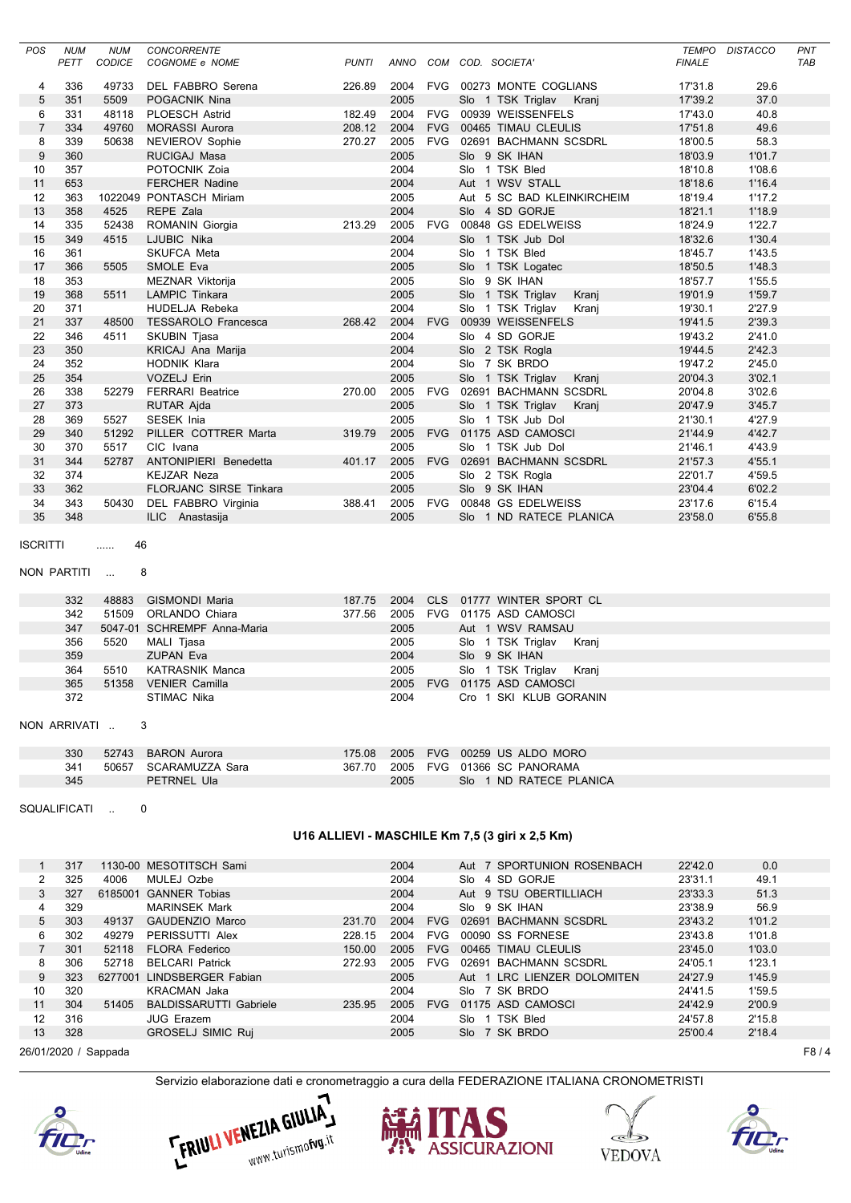| POS | NUM PETT | NUM CODICE | CONCORRENTE COGNOME e NOME | PUNTI | ANNO | COM | COD. SOCIETA' | TEMPO FINALE | DISTACCO | PNT TAB |
|---|---|---|---|---|---|---|---|---|---|---|
| 4 | 336 | 49733 | DEL FABBRO Serena | 226.89 | 2004 | FVG | 00273 MONTE COGLIANS | 17'31.8 | 29.6 | |
| 5 | 351 | 5509 | POGACNIK Nina | | 2005 | | Slo 1 TSK Triglav Kranj | 17'39.2 | 37.0 | |
| 6 | 331 | 48118 | PLOESCH Astrid | 182.49 | 2004 | FVG | 00939 WEISSENFELS | 17'43.0 | 40.8 | |
| 7 | 334 | 49760 | MORASSI Aurora | 208.12 | 2004 | FVG | 00465 TIMAU CLEULIS | 17'51.8 | 49.6 | |
| 8 | 339 | 50638 | NEVIEROV Sophie | 270.27 | 2005 | FVG | 02691 BACHMANN SCSDRL | 18'00.5 | 58.3 | |
| 9 | 360 | | RUCIGAJ Masa | | 2005 | | Slo 9 SK IHAN | 18'03.9 | 1'01.7 | |
| 10 | 357 | | POTOCNIK Zoia | | 2004 | | Slo 1 TSK Bled | 18'10.8 | 1'08.6 | |
| 11 | 653 | | FERCHER Nadine | | 2004 | | Aut 1 WSV STALL | 18'18.6 | 1'16.4 | |
| 12 | 363 | 1022049 | PONTASCH Miriam | | 2005 | | Aut 5 SC BAD KLEINKIRCHEIM | 18'19.4 | 1'17.2 | |
| 13 | 358 | 4525 | REPE Zala | | 2004 | | Slo 4 SD GORJE | 18'21.1 | 1'18.9 | |
| 14 | 335 | 52438 | ROMANIN Giorgia | 213.29 | 2005 | FVG | 00848 GS EDELWEISS | 18'24.9 | 1'22.7 | |
| 15 | 349 | 4515 | LJUBIC Nika | | 2004 | | Slo 1 TSK Jub Dol | 18'32.6 | 1'30.4 | |
| 16 | 361 | | SKUFCA Meta | | 2004 | | Slo 1 TSK Bled | 18'45.7 | 1'43.5 | |
| 17 | 366 | 5505 | SMOLE Eva | | 2005 | | Slo 1 TSK Logatec | 18'50.5 | 1'48.3 | |
| 18 | 353 | | MEZNAR Viktorija | | 2005 | | Slo 9 SK IHAN | 18'57.7 | 1'55.5 | |
| 19 | 368 | 5511 | LAMPIC Tinkara | | 2005 | | Slo 1 TSK Triglav Kranj | 19'01.9 | 1'59.7 | |
| 20 | 371 | | HUDELJA Rebeka | | 2004 | | Slo 1 TSK Triglav Kranj | 19'30.1 | 2'27.9 | |
| 21 | 337 | 48500 | TESSAROLO Francesca | 268.42 | 2004 | FVG | 00939 WEISSENFELS | 19'41.5 | 2'39.3 | |
| 22 | 346 | 4511 | SKUBIN Tjasa | | 2004 | | Slo 4 SD GORJE | 19'43.2 | 2'41.0 | |
| 23 | 350 | | KRICAJ Ana Marija | | 2004 | | Slo 2 TSK Rogla | 19'44.5 | 2'42.3 | |
| 24 | 352 | | HODNIK Klara | | 2004 | | Slo 7 SK BRDO | 19'47.2 | 2'45.0 | |
| 25 | 354 | | VOZELJ Erin | | 2005 | | Slo 1 TSK Triglav Kranj | 20'04.3 | 3'02.1 | |
| 26 | 338 | 52279 | FERRARI Beatrice | 270.00 | 2005 | FVG | 02691 BACHMANN SCSDRL | 20'04.8 | 3'02.6 | |
| 27 | 373 | | RUTAR Ajda | | 2005 | | Slo 1 TSK Triglav Kranj | 20'47.9 | 3'45.7 | |
| 28 | 369 | 5527 | SESEK Inia | | 2005 | | Slo 1 TSK Jub Dol | 21'30.1 | 4'27.9 | |
| 29 | 340 | 51292 | PILLER COTTRER Marta | 319.79 | 2005 | FVG | 01175 ASD CAMOSCI | 21'44.9 | 4'42.7 | |
| 30 | 370 | 5517 | CIC Ivana | | 2005 | | Slo 1 TSK Jub Dol | 21'46.1 | 4'43.9 | |
| 31 | 344 | 52787 | ANTONIPIERI Benedetta | 401.17 | 2005 | FVG | 02691 BACHMANN SCSDRL | 21'57.3 | 4'55.1 | |
| 32 | 374 | | KEJZAR Neza | | 2005 | | Slo 2 TSK Rogla | 22'01.7 | 4'59.5 | |
| 33 | 362 | | FLORJANC SIRSE Tinkara | | 2005 | | Slo 9 SK IHAN | 23'04.4 | 6'02.2 | |
| 34 | 343 | 50430 | DEL FABBRO Virginia | 388.41 | 2005 | FVG | 00848 GS EDELWEISS | 23'17.6 | 6'15.4 | |
| 35 | 348 | | ILIC Anastasija | | 2005 | | Slo 1 ND RATECE PLANICA | 23'58.0 | 6'55.8 | |

ISCRITTI ...... 46

NON PARTITI ... 8

| NUM PETT | NUM CODICE | COGNOME e NOME | PUNTI | ANNO | COM | COD. SOCIETA' |
|---|---|---|---|---|---|---|
| 332 | 48883 | GISMONDI Maria | 187.75 | 2004 | CLS | 01777 WINTER SPORT CL |
| 342 | 51509 | ORLANDO Chiara | 377.56 | 2005 | FVG | 01175 ASD CAMOSCI |
| 347 | 5047-01 | SCHREMPF Anna-Maria | | 2005 | | Aut 1 WSV RAMSAU |
| 356 | 5520 | MALI Tjasa | | 2005 | | Slo 1 TSK Triglav Kranj |
| 359 | | ZUPAN Eva | | 2004 | | Slo 9 SK IHAN |
| 364 | 5510 | KATRASNIK Manca | | 2005 | | Slo 1 TSK Triglav Kranj |
| 365 | 51358 | VENIER Camilla | | 2005 | FVG | 01175 ASD CAMOSCI |
| 372 | | STIMAC Nika | | 2004 | | Cro 1 SKI KLUB GORANIN |

NON ARRIVATI .. 3

| NUM PETT | NUM CODICE | COGNOME e NOME | PUNTI | ANNO | COM | COD. SOCIETA' |
|---|---|---|---|---|---|---|
| 330 | 52743 | BARON Aurora | 175.08 | 2005 | FVG | 00259 US ALDO MORO |
| 341 | 50657 | SCARAMUZZA Sara | 367.70 | 2005 | FVG | 01366 SC PANORAMA |
| 345 | | PETRNEL Ula | | 2005 | | Slo 1 ND RATECE PLANICA |

SQUALIFICATI .. 0

## U16 ALLIEVI - MASCHILE Km 7,5 (3 giri x 2,5 Km)

| POS | NUM PETT | NUM CODICE | COGNOME e NOME | PUNTI | ANNO | COM | COD. SOCIETA' | TEMPO FINALE | DISTACCO | PNT TAB |
|---|---|---|---|---|---|---|---|---|---|---|
| 1 | 317 | 1130-00 | MESOTITSCH Sami | | 2004 | | Aut 7 SPORTUNION ROSENBACH | 22'42.0 | 0.0 | |
| 2 | 325 | 4006 | MULEJ Ozbe | | 2004 | | Slo 4 SD GORJE | 23'31.1 | 49.1 | |
| 3 | 327 | 6185001 | GANNER Tobias | | 2004 | | Aut 9 TSU OBERTILLIACH | 23'33.3 | 51.3 | |
| 4 | 329 | | MARINSEK Mark | | 2004 | | Slo 9 SK IHAN | 23'38.9 | 56.9 | |
| 5 | 303 | 49137 | GAUDENZIO Marco | 231.70 | 2004 | FVG | 02691 BACHMANN SCSDRL | 23'43.2 | 1'01.2 | |
| 6 | 302 | 49279 | PERISSUTTI Alex | 228.15 | 2004 | FVG | 00090 SS FORNESE | 23'43.8 | 1'01.8 | |
| 7 | 301 | 52118 | FLORA Federico | 150.00 | 2005 | FVG | 00465 TIMAU CLEULIS | 23'45.0 | 1'03.0 | |
| 8 | 306 | 52718 | BELCARI Patrick | 272.93 | 2005 | FVG | 02691 BACHMANN SCSDRL | 24'05.1 | 1'23.1 | |
| 9 | 323 | 6277001 | LINDSBERGER Fabian | | 2005 | | Aut 1 LRC LIENZER DOLOMITEN | 24'27.9 | 1'45.9 | |
| 10 | 320 | | KRACMAN Jaka | | 2004 | | Slo 7 SK BRDO | 24'41.5 | 1'59.5 | |
| 11 | 304 | 51405 | BALDISSARUTTI Gabriele | 235.95 | 2005 | FVG | 01175 ASD CAMOSCI | 24'42.9 | 2'00.9 | |
| 12 | 316 | | JUG Erazem | | 2004 | | Slo 1 TSK Bled | 24'57.8 | 2'15.8 | |
| 13 | 328 | | GROSELJ SIMIC Ruj | | 2005 | | Slo 7 SK BRDO | 25'00.4 | 2'18.4 | |

26/01/2020 / Sappada

Servizio elaborazione dati e cronometraggio a cura della FEDERAZIONE ITALIANA CRONOMETRISTI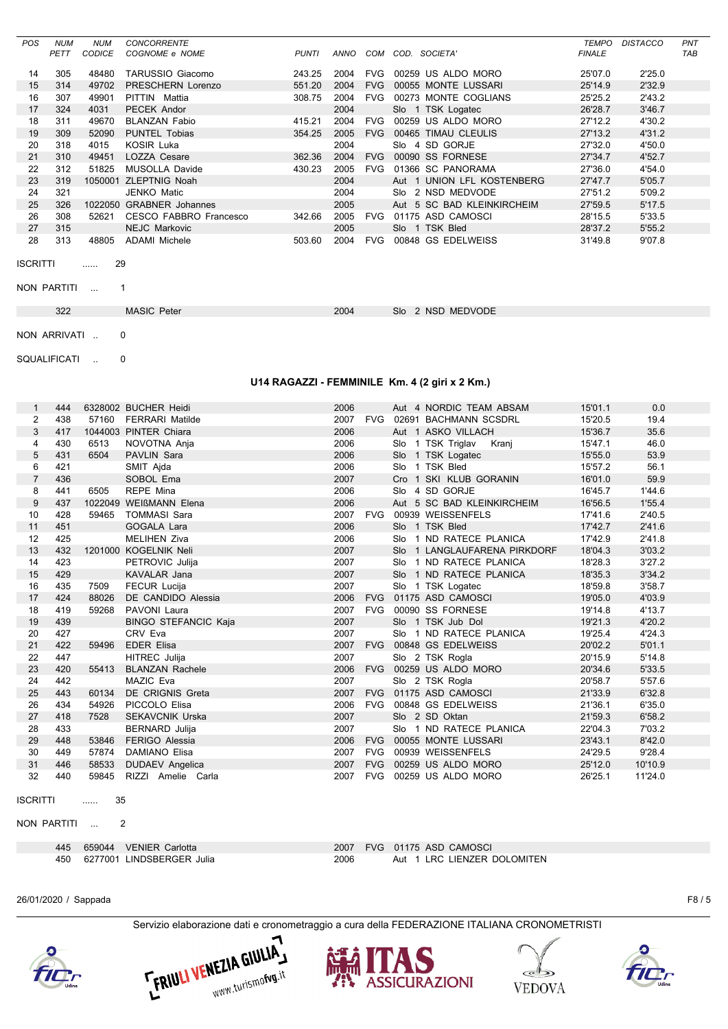| POS | NUM PETT | NUM CODICE | CONCORRENTE COGNOME e NOME | PUNTI | ANNO | COM | COD. SOCIETA' | TEMPO FINALE | DISTACCO | PNT TAB |
|---|---|---|---|---|---|---|---|---|---|---|
| 14 | 305 | 48480 | TARUSSIO Giacomo | 243.25 | 2004 | FVG | 00259 US ALDO MORO | 25'07.0 | 2'25.0 | |
| 15 | 314 | 49702 | PRESCHERN Lorenzo | 551.20 | 2004 | FVG | 00055 MONTE LUSSARI | 25'14.9 | 2'32.9 | |
| 16 | 307 | 49901 | PITTIN Mattia | 308.75 | 2004 | FVG | 00273 MONTE COGLIANS | 25'25.2 | 2'43.2 | |
| 17 | 324 | 4031 | PECEK Andor | | 2004 | | Slo 1 TSK Logatec | 26'28.7 | 3'46.7 | |
| 18 | 311 | 49670 | BLANZAN Fabio | 415.21 | 2004 | FVG | 00259 US ALDO MORO | 27'12.2 | 4'30.2 | |
| 19 | 309 | 52090 | PUNTEL Tobias | 354.25 | 2005 | FVG | 00465 TIMAU CLEULIS | 27'13.2 | 4'31.2 | |
| 20 | 318 | 4015 | KOSIR Luka | | 2004 | | Slo 4 SD GORJE | 27'32.0 | 4'50.0 | |
| 21 | 310 | 49451 | LOZZA Cesare | 362.36 | 2004 | FVG | 00090 SS FORNESE | 27'34.7 | 4'52.7 | |
| 22 | 312 | 51825 | MUSOLLA Davide | 430.23 | 2005 | FVG | 01366 SC PANORAMA | 27'36.0 | 4'54.0 | |
| 23 | 319 | 1050001 | ZLEPTNIG Noah | | 2004 | | Aut 1 UNION LFL KOSTENBERG | 27'47.7 | 5'05.7 | |
| 24 | 321 | | JENKO Matic | | 2004 | | Slo 2 NSD MEDVODE | 27'51.2 | 5'09.2 | |
| 25 | 326 | 1022050 | GRABNER Johannes | | 2005 | | Aut 5 SC BAD KLEINKIRCHEIM | 27'59.5 | 5'17.5 | |
| 26 | 308 | 52621 | CESCO FABBRO Francesco | 342.66 | 2005 | FVG | 01175 ASD CAMOSCI | 28'15.5 | 5'33.5 | |
| 27 | 315 | | NEJC Markovic | | 2005 | | Slo 1 TSK Bled | 28'37.2 | 5'55.2 | |
| 28 | 313 | 48805 | ADAMI Michele | 503.60 | 2004 | FVG | 00848 GS EDELWEISS | 31'49.8 | 9'07.8 | |

ISCRITTI ...... 29

NON PARTITI ... 1

| NUM PETT | NUM CODICE | COGNOME e NOME | ANNO | COM | COD. SOCIETA' |
|---|---|---|---|---|---|
| 322 | | MASIC Peter | 2004 | | Slo 2 NSD MEDVODE |

NON ARRIVATI .. 0

SQUALIFICATI .. 0

## U14 RAGAZZI - FEMMINILE Km. 4 (2 giri x 2 Km.)

| POS | NUM PETT | NUM CODICE | COGNOME e NOME | PUNTI | ANNO | COM | COD. SOCIETA' | TEMPO FINALE | DISTACCO | PNT TAB |
|---|---|---|---|---|---|---|---|---|---|---|
| 1 | 444 | 6328002 | BUCHER Heidi | | 2006 | | Aut 4 NORDIC TEAM ABSAM | 15'01.1 | 0.0 | |
| 2 | 438 | 57160 | FERRARI Matilde | | 2007 | FVG | 02691 BACHMANN SCSDRL | 15'20.5 | 19.4 | |
| 3 | 417 | 1044003 | PINTER Chiara | | 2006 | | Aut 1 ASKO VILLACH | 15'36.7 | 35.6 | |
| 4 | 430 | 6513 | NOVOTNA Anja | | 2006 | | Slo 1 TSK Triglav Kranj | 15'47.1 | 46.0 | |
| 5 | 431 | 6504 | PAVLIN Sara | | 2006 | | Slo 1 TSK Logatec | 15'55.0 | 53.9 | |
| 6 | 421 | | SMIT Ajda | | 2006 | | Slo 1 TSK Bled | 15'57.2 | 56.1 | |
| 7 | 436 | | SOBOL Ema | | 2007 | | Cro 1 SKI KLUB GORANIN | 16'01.0 | 59.9 | |
| 8 | 441 | 6505 | REPE Mina | | 2006 | | Slo 4 SD GORJE | 16'45.7 | 1'44.6 | |
| 9 | 437 | 1022049 | WEIßMANN Elena | | 2006 | | Aut 5 SC BAD KLEINKIRCHEIM | 16'56.5 | 1'55.4 | |
| 10 | 428 | 59465 | TOMMASI Sara | | 2007 | FVG | 00939 WEISSENFELS | 17'41.6 | 2'40.5 | |
| 11 | 451 | | GOGALA Lara | | 2006 | | Slo 1 TSK Bled | 17'42.7 | 2'41.6 | |
| 12 | 425 | | MELIHEN Ziva | | 2006 | | Slo 1 ND RATECE PLANICA | 17'42.9 | 2'41.8 | |
| 13 | 432 | 1201000 | KOGELNIK Neli | | 2007 | | Slo 1 LANGLAUFARENA PIRKDORF | 18'04.3 | 3'03.2 | |
| 14 | 423 | | PETROVIC Julija | | 2007 | | Slo 1 ND RATECE PLANICA | 18'28.3 | 3'27.2 | |
| 15 | 429 | | KAVALAR Jana | | 2007 | | Slo 1 ND RATECE PLANICA | 18'35.3 | 3'34.2 | |
| 16 | 435 | 7509 | FECUR Lucija | | 2007 | | Slo 1 TSK Logatec | 18'59.8 | 3'58.7 | |
| 17 | 424 | 88026 | DE CANDIDO Alessia | | 2006 | FVG | 01175 ASD CAMOSCI | 19'05.0 | 4'03.9 | |
| 18 | 419 | 59268 | PAVONI Laura | | 2007 | FVG | 00090 SS FORNESE | 19'14.8 | 4'13.7 | |
| 19 | 439 | | BINGO STEFANCIC Kaja | | 2007 | | Slo 1 TSK Jub Dol | 19'21.3 | 4'20.2 | |
| 20 | 427 | | CRV Eva | | 2007 | | Slo 1 ND RATECE PLANICA | 19'25.4 | 4'24.3 | |
| 21 | 422 | 59496 | EDER Elisa | | 2007 | FVG | 00848 GS EDELWEISS | 20'02.2 | 5'01.1 | |
| 22 | 447 | | HITREC Julija | | 2007 | | Slo 2 TSK Rogla | 20'15.9 | 5'14.8 | |
| 23 | 420 | 55413 | BLANZAN Rachele | | 2006 | FVG | 00259 US ALDO MORO | 20'34.6 | 5'33.5 | |
| 24 | 442 | | MAZIC Eva | | 2007 | | Slo 2 TSK Rogla | 20'58.7 | 5'57.6 | |
| 25 | 443 | 60134 | DE CRIGNIS Greta | | 2007 | FVG | 01175 ASD CAMOSCI | 21'33.9 | 6'32.8 | |
| 26 | 434 | 54926 | PICCOLO Elisa | | 2006 | FVG | 00848 GS EDELWEISS | 21'36.1 | 6'35.0 | |
| 27 | 418 | 7528 | SEKAVCNIK Urska | | 2007 | | Slo 2 SD Oktan | 21'59.3 | 6'58.2 | |
| 28 | 433 | | BERNARD Julija | | 2007 | | Slo 1 ND RATECE PLANICA | 22'04.3 | 7'03.2 | |
| 29 | 448 | 53846 | FERIGO Alessia | | 2006 | FVG | 00055 MONTE LUSSARI | 23'43.1 | 8'42.0 | |
| 30 | 449 | 57874 | DAMIANO Elisa | | 2007 | FVG | 00939 WEISSENFELS | 24'29.5 | 9'28.4 | |
| 31 | 446 | 58533 | DUDAEV Angelica | | 2007 | FVG | 00259 US ALDO MORO | 25'12.0 | 10'10.9 | |
| 32 | 440 | 59845 | RIZZI Amelie Carla | | 2007 | FVG | 00259 US ALDO MORO | 26'25.1 | 11'24.0 | |

ISCRITTI ...... 35

NON PARTITI ... 2

| NUM PETT | NUM CODICE | COGNOME e NOME | ANNO | COM | COD. SOCIETA' |
|---|---|---|---|---|---|
| 445 | 659044 | VENIER Carlotta | 2007 | FVG | 01175 ASD CAMOSCI |
| 450 | 6277001 | LINDSBERGER Julia | 2006 | | Aut 1 LRC LIENZER DOLOMITEN |

26/01/2020 / Sappada

Servizio elaborazione dati e cronometraggio a cura della FEDERAZIONE ITALIANA CRONOMETRISTI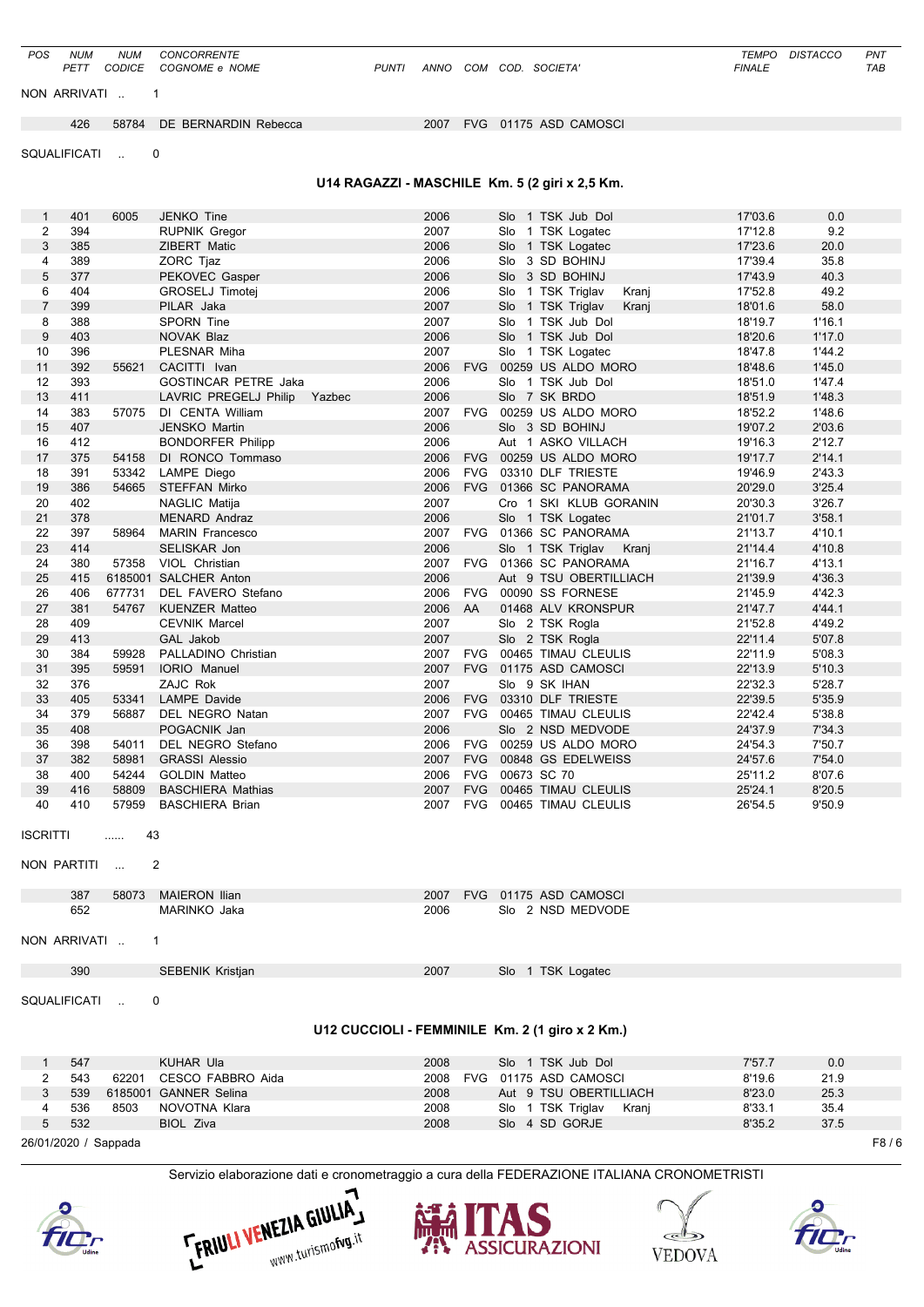| POS | NUM PETT | NUM CODICE | CONCORRENTE COGNOME e NOME | PUNTI | ANNO | COM | COD. SOCIETA' | TEMPO FINALE | DISTACCO | PNT TAB |
|---|---|---|---|---|---|---|---|---|---|---|

NON ARRIVATI .. 1

| | NUM PETT | NUM CODICE | COGNOME e NOME | ANNO | COM | COD. SOCIETA' |
|---|---|---|---|---|---|---|
| | 426 | 58784 | DE BERNARDIN Rebecca | 2007 | FVG | 01175 ASD CAMOSCI |

SQUALIFICATI .. 0

## U14 RAGAZZI - MASCHILE Km. 5 (2 giri x 2,5 Km.)

| POS | NUM PETT | NUM CODICE | COGNOME e NOME | ANNO | COM | COD. SOCIETA' | TEMPO FINALE | DISTACCO |
|---|---|---|---|---|---|---|---|---|
| 1 | 401 | 6005 | JENKO Tine | 2006 | | Slo 1 TSK Jub Dol | 17'03.6 | 0.0 |
| 2 | 394 | | RUPNIK Gregor | 2007 | | Slo 1 TSK Logatec | 17'12.8 | 9.2 |
| 3 | 385 | | ZIBERT Matic | 2006 | | Slo 1 TSK Logatec | 17'23.6 | 20.0 |
| 4 | 389 | | ZORC Tjaz | 2006 | | Slo 3 SD BOHINJ | 17'39.4 | 35.8 |
| 5 | 377 | | PEKOVEC Gasper | 2006 | | Slo 3 SD BOHINJ | 17'43.9 | 40.3 |
| 6 | 404 | | GROSELJ Timotej | 2006 | | Slo 1 TSK Triglav Kranj | 17'52.8 | 49.2 |
| 7 | 399 | | PILAR Jaka | 2007 | | Slo 1 TSK Triglav Kranj | 18'01.6 | 58.0 |
| 8 | 388 | | SPORN Tine | 2007 | | Slo 1 TSK Jub Dol | 18'19.7 | 1'16.1 |
| 9 | 403 | | NOVAK Blaz | 2006 | | Slo 1 TSK Jub Dol | 18'20.6 | 1'17.0 |
| 10 | 396 | | PLESNAR Miha | 2007 | | Slo 1 TSK Logatec | 18'47.8 | 1'44.2 |
| 11 | 392 | 55621 | CACITTI Ivan | 2006 | FVG | 00259 US ALDO MORO | 18'48.6 | 1'45.0 |
| 12 | 393 | | GOSTINCAR PETRE Jaka | 2006 | | Slo 1 TSK Jub Dol | 18'51.0 | 1'47.4 |
| 13 | 411 | | LAVRIC PREGELJ Philip Yazbec | 2006 | | Slo 7 SK BRDO | 18'51.9 | 1'48.3 |
| 14 | 383 | 57075 | DI CENTA William | 2007 | FVG | 00259 US ALDO MORO | 18'52.2 | 1'48.6 |
| 15 | 407 | | JENSKO Martin | 2006 | | Slo 3 SD BOHINJ | 19'07.2 | 2'03.6 |
| 16 | 412 | | BONDORFER Philipp | 2006 | | Aut 1 ASKO VILLACH | 19'16.3 | 2'12.7 |
| 17 | 375 | 54158 | DI RONCO Tommaso | 2006 | FVG | 00259 US ALDO MORO | 19'17.7 | 2'14.1 |
| 18 | 391 | 53342 | LAMPE Diego | 2006 | FVG | 03310 DLF TRIESTE | 19'46.9 | 2'43.3 |
| 19 | 386 | 54665 | STEFFAN Mirko | 2006 | FVG | 01366 SC PANORAMA | 20'29.0 | 3'25.4 |
| 20 | 402 | | NAGLIC Matija | 2007 | | Cro 1 SKI KLUB GORANIN | 20'30.3 | 3'26.7 |
| 21 | 378 | | MENARD Andraz | 2006 | | Slo 1 TSK Logatec | 21'01.7 | 3'58.1 |
| 22 | 397 | 58964 | MARIN Francesco | 2007 | FVG | 01366 SC PANORAMA | 21'13.7 | 4'10.1 |
| 23 | 414 | | SELISKAR Jon | 2006 | | Slo 1 TSK Triglav Kranj | 21'14.4 | 4'10.8 |
| 24 | 380 | 57358 | VIOL Christian | 2007 | FVG | 01366 SC PANORAMA | 21'16.7 | 4'13.1 |
| 25 | 415 | 6185001 | SALCHER Anton | 2006 | | Aut 9 TSU OBERTILLIACH | 21'39.9 | 4'36.3 |
| 26 | 406 | 677731 | DEL FAVERO Stefano | 2006 | FVG | 00090 SS FORNESE | 21'45.9 | 4'42.3 |
| 27 | 381 | 54767 | KUENZER Matteo | 2006 | AA | 01468 ALV KRONSPUR | 21'47.7 | 4'44.1 |
| 28 | 409 | | CEVNIK Marcel | 2007 | | Slo 2 TSK Rogla | 21'52.8 | 4'49.2 |
| 29 | 413 | | GAL Jakob | 2007 | | Slo 2 TSK Rogla | 22'11.4 | 5'07.8 |
| 30 | 384 | 59928 | PALLADINO Christian | 2007 | FVG | 00465 TIMAU CLEULIS | 22'11.9 | 5'08.3 |
| 31 | 395 | 59591 | IORIO Manuel | 2007 | FVG | 01175 ASD CAMOSCI | 22'13.9 | 5'10.3 |
| 32 | 376 | | ZAJC Rok | 2007 | | Slo 9 SK IHAN | 22'32.3 | 5'28.7 |
| 33 | 405 | 53341 | LAMPE Davide | 2006 | FVG | 03310 DLF TRIESTE | 22'39.5 | 5'35.9 |
| 34 | 379 | 56887 | DEL NEGRO Natan | 2007 | FVG | 00465 TIMAU CLEULIS | 22'42.4 | 5'38.8 |
| 35 | 408 | | POGACNIK Jan | 2006 | | Slo 2 NSD MEDVODE | 24'37.9 | 7'34.3 |
| 36 | 398 | 54011 | DEL NEGRO Stefano | 2006 | FVG | 00259 US ALDO MORO | 24'54.3 | 7'50.7 |
| 37 | 382 | 58981 | GRASSI Alessio | 2007 | FVG | 00848 GS EDELWEISS | 24'57.6 | 7'54.0 |
| 38 | 400 | 54244 | GOLDIN Matteo | 2006 | FVG | 00673 SC 70 | 25'11.2 | 8'07.6 |
| 39 | 416 | 58809 | BASCHIERA Mathias | 2007 | FVG | 00465 TIMAU CLEULIS | 25'24.1 | 8'20.5 |
| 40 | 410 | 57959 | BASCHIERA Brian | 2007 | FVG | 00465 TIMAU CLEULIS | 26'54.5 | 9'50.9 |

ISCRITTI ...... 43

NON PARTITI ... 2

| | NUM PETT | NUM CODICE | COGNOME e NOME | ANNO | COM | COD. SOCIETA' |
|---|---|---|---|---|---|---|
| | 387 | 58073 | MAIERON Ilian | 2007 | FVG | 01175 ASD CAMOSCI |
| | 652 | | MARINKO Jaka | 2006 | | Slo 2 NSD MEDVODE |

NON ARRIVATI .. 1

| | NUM PETT | NUM CODICE | COGNOME e NOME | ANNO | COM | COD. SOCIETA' |
|---|---|---|---|---|---|---|
| | 390 | | SEBENIK Kristjan | 2007 | | Slo 1 TSK Logatec |

SQUALIFICATI .. 0

## U12 CUCCIOLI - FEMMINILE Km. 2 (1 giro x 2 Km.)

| POS | NUM PETT | NUM CODICE | COGNOME e NOME | ANNO | COM | COD. SOCIETA' | TEMPO FINALE | DISTACCO |
|---|---|---|---|---|---|---|---|---|
| 1 | 547 | | KUHAR Ula | 2008 | | Slo 1 TSK Jub Dol | 7'57.7 | 0.0 |
| 2 | 543 | 62201 | CESCO FABBRO Aida | 2008 | FVG | 01175 ASD CAMOSCI | 8'19.6 | 21.9 |
| 3 | 539 | 6185001 | GANNER Selina | 2008 | | Aut 9 TSU OBERTILLIACH | 8'23.0 | 25.3 |
| 4 | 536 | 8503 | NOVOTNA Klara | 2008 | | Slo 1 TSK Triglav Kranj | 8'33.1 | 35.4 |
| 5 | 532 | | BIOL Ziva | 2008 | | Slo 4 SD GORJE | 8'35.2 | 37.5 |

26/01/2020 / Sappada

Servizio elaborazione dati e cronometraggio a cura della FEDERAZIONE ITALIANA CRONOMETRISTI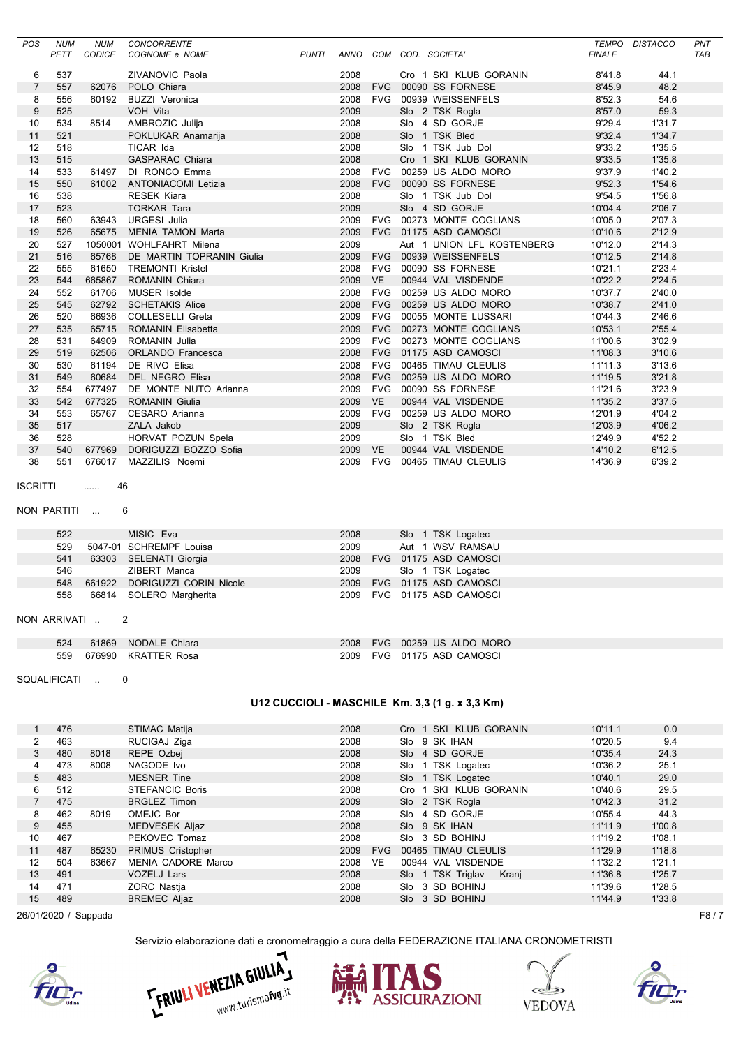| POS | NUM PETT | NUM CODICE | CONCORRENTE COGNOME e NOME | PUNTI | ANNO | COM | COD. SOCIETA' | TEMPO FINALE | DISTACCO | PNT TAB |
|---|---|---|---|---|---|---|---|---|---|---|
| 6 | 537 | | ZIVANOVIC Paola | | 2008 | | Cro 1 SKI KLUB GORANIN | 8'41.8 | 44.1 | |
| 7 | 557 | 62076 | POLO Chiara | | 2008 | FVG | 00090 SS FORNESE | 8'45.9 | 48.2 | |
| 8 | 556 | 60192 | BUZZI Veronica | | 2008 | FVG | 00939 WEISSENFELS | 8'52.3 | 54.6 | |
| 9 | 525 | | VOH Vita | | 2009 | | Slo 2 TSK Rogla | 8'57.0 | 59.3 | |
| 10 | 534 | 8514 | AMBROZIC Julija | | 2008 | | Slo 4 SD GORJE | 9'29.4 | 1'31.7 | |
| 11 | 521 | | POKLUKAR Anamarija | | 2008 | | Slo 1 TSK Bled | 9'32.4 | 1'34.7 | |
| 12 | 518 | | TICAR Ida | | 2008 | | Slo 1 TSK Jub Dol | 9'33.2 | 1'35.5 | |
| 13 | 515 | | GASPARAC Chiara | | 2008 | | Cro 1 SKI KLUB GORANIN | 9'33.5 | 1'35.8 | |
| 14 | 533 | 61497 | DI RONCO Emma | | 2008 | FVG | 00259 US ALDO MORO | 9'37.9 | 1'40.2 | |
| 15 | 550 | 61002 | ANTONIACOMI Letizia | | 2008 | FVG | 00090 SS FORNESE | 9'52.3 | 1'54.6 | |
| 16 | 538 | | RESEK Kiara | | 2008 | | Slo 1 TSK Jub Dol | 9'54.5 | 1'56.8 | |
| 17 | 523 | | TORKAR Tara | | 2009 | | Slo 4 SD GORJE | 10'04.4 | 2'06.7 | |
| 18 | 560 | 63943 | URGESI Julia | | 2009 | FVG | 00273 MONTE COGLIANS | 10'05.0 | 2'07.3 | |
| 19 | 526 | 65675 | MENIA TAMON Marta | | 2009 | FVG | 01175 ASD CAMOSCI | 10'10.6 | 2'12.9 | |
| 20 | 527 | 1050001 | WOHLFAHRT Milena | | 2009 | | Aut 1 UNION LFL KOSTENBERG | 10'12.0 | 2'14.3 | |
| 21 | 516 | 65768 | DE MARTIN TOPRANIN Giulia | | 2009 | FVG | 00939 WEISSENFELS | 10'12.5 | 2'14.8 | |
| 22 | 555 | 61650 | TREMONTI Kristel | | 2008 | FVG | 00090 SS FORNESE | 10'21.1 | 2'23.4 | |
| 23 | 544 | 665867 | ROMANIN Chiara | | 2009 | VE | 00944 VAL VISDENDE | 10'22.2 | 2'24.5 | |
| 24 | 552 | 61706 | MUSER Isolde | | 2008 | FVG | 00259 US ALDO MORO | 10'37.7 | 2'40.0 | |
| 25 | 545 | 62792 | SCHETAKIS Alice | | 2008 | FVG | 00259 US ALDO MORO | 10'38.7 | 2'41.0 | |
| 26 | 520 | 66936 | COLLESELLI Greta | | 2009 | FVG | 00055 MONTE LUSSARI | 10'44.3 | 2'46.6 | |
| 27 | 535 | 65715 | ROMANIN Elisabetta | | 2009 | FVG | 00273 MONTE COGLIANS | 10'53.1 | 2'55.4 | |
| 28 | 531 | 64909 | ROMANIN Julia | | 2009 | FVG | 00273 MONTE COGLIANS | 11'00.6 | 3'02.9 | |
| 29 | 519 | 62506 | ORLANDO Francesca | | 2008 | FVG | 01175 ASD CAMOSCI | 11'08.3 | 3'10.6 | |
| 30 | 530 | 61194 | DE RIVO Elisa | | 2008 | FVG | 00465 TIMAU CLEULIS | 11'11.3 | 3'13.6 | |
| 31 | 549 | 60684 | DEL NEGRO Elisa | | 2008 | FVG | 00259 US ALDO MORO | 11'19.5 | 3'21.8 | |
| 32 | 554 | 677497 | DE MONTE NUTO Arianna | | 2009 | FVG | 00090 SS FORNESE | 11'21.6 | 3'23.9 | |
| 33 | 542 | 677325 | ROMANIN Giulia | | 2009 | VE | 00944 VAL VISDENDE | 11'35.2 | 3'37.5 | |
| 34 | 553 | 65767 | CESARO Arianna | | 2009 | FVG | 00259 US ALDO MORO | 12'01.9 | 4'04.2 | |
| 35 | 517 | | ZALA Jakob | | 2009 | | Slo 2 TSK Rogla | 12'03.9 | 4'06.2 | |
| 36 | 528 | | HORVAT POZUN Spela | | 2009 | | Slo 1 TSK Bled | 12'49.9 | 4'52.2 | |
| 37 | 540 | 677969 | DORIGUZZI BOZZO Sofia | | 2009 | VE | 00944 VAL VISDENDE | 14'10.2 | 6'12.5 | |
| 38 | 551 | 676017 | MAZZILIS Noemi | | 2009 | FVG | 00465 TIMAU CLEULIS | 14'36.9 | 6'39.2 | |

ISCRITTI ...... 46

NON PARTITI ... 6

| NUM PETT | NUM CODICE | COGNOME e NOME | ANNO | COM | COD. SOCIETA' |
|---|---|---|---|---|---|
| 522 | | MISIC Eva | 2008 | | Slo 1 TSK Logatec |
| 529 | 5047-01 | SCHREMPF Louisa | 2009 | | Aut 1 WSV RAMSAU |
| 541 | 63303 | SELENATI Giorgia | 2008 | FVG | 01175 ASD CAMOSCI |
| 546 | | ZIBERT Manca | 2009 | | Slo 1 TSK Logatec |
| 548 | 661922 | DORIGUZZI CORIN Nicole | 2009 | FVG | 01175 ASD CAMOSCI |
| 558 | 66814 | SOLERO Margherita | 2009 | FVG | 01175 ASD CAMOSCI |

NON ARRIVATI .. 2

| NUM PETT | NUM CODICE | COGNOME e NOME | ANNO | COM | COD. SOCIETA' |
|---|---|---|---|---|---|
| 524 | 61869 | NODALE Chiara | 2008 | FVG | 00259 US ALDO MORO |
| 559 | 676990 | KRATTER Rosa | 2009 | FVG | 01175 ASD CAMOSCI |

SQUALIFICATI .. 0

## U12 CUCCIOLI - MASCHILE Km. 3,3 (1 g. x 3,3 Km)

| POS | NUM PETT | NUM CODICE | COGNOME e NOME | PUNTI | ANNO | COM | COD. SOCIETA' | TEMPO FINALE | DISTACCO | PNT TAB |
|---|---|---|---|---|---|---|---|---|---|---|
| 1 | 476 | | STIMAC Matija | | 2008 | | Cro 1 SKI KLUB GORANIN | 10'11.1 | 0.0 | |
| 2 | 463 | | RUCIGAJ Ziga | | 2008 | | Slo 9 SK IHAN | 10'20.5 | 9.4 | |
| 3 | 480 | 8018 | REPE Ozbej | | 2008 | | Slo 4 SD GORJE | 10'35.4 | 24.3 | |
| 4 | 473 | 8008 | NAGODE Ivo | | 2008 | | Slo 1 TSK Logatec | 10'36.2 | 25.1 | |
| 5 | 483 | | MESNER Tine | | 2008 | | Slo 1 TSK Logatec | 10'40.1 | 29.0 | |
| 6 | 512 | | STEFANCIC Boris | | 2008 | | Cro 1 SKI KLUB GORANIN | 10'40.6 | 29.5 | |
| 7 | 475 | | BRGLEZ Timon | | 2009 | | Slo 2 TSK Rogla | 10'42.3 | 31.2 | |
| 8 | 462 | 8019 | OMEJC Bor | | 2008 | | Slo 4 SD GORJE | 10'55.4 | 44.3 | |
| 9 | 455 | | MEDVESEK Aljaz | | 2008 | | Slo 9 SK IHAN | 11'11.9 | 1'00.8 | |
| 10 | 467 | | PEKOVEC Tomaz | | 2008 | | Slo 3 SD BOHINJ | 11'19.2 | 1'08.1 | |
| 11 | 487 | 65230 | PRIMUS Cristopher | | 2009 | FVG | 00465 TIMAU CLEULIS | 11'29.9 | 1'18.8 | |
| 12 | 504 | 63667 | MENIA CADORE Marco | | 2008 | VE | 00944 VAL VISDENDE | 11'32.2 | 1'21.1 | |
| 13 | 491 | | VOZELJ Lars | | 2008 | | Slo 1 TSK Triglav Kranj | 11'36.8 | 1'25.7 | |
| 14 | 471 | | ZORC Nastja | | 2008 | | Slo 3 SD BOHINJ | 11'39.6 | 1'28.5 | |
| 15 | 489 | | BREMEC Aljaz | | 2008 | | Slo 3 SD BOHINJ | 11'44.9 | 1'33.8 | |

26/01/2020 / Sappada

Servizio elaborazione dati e cronometraggio a cura della FEDERAZIONE ITALIANA CRONOMETRISTI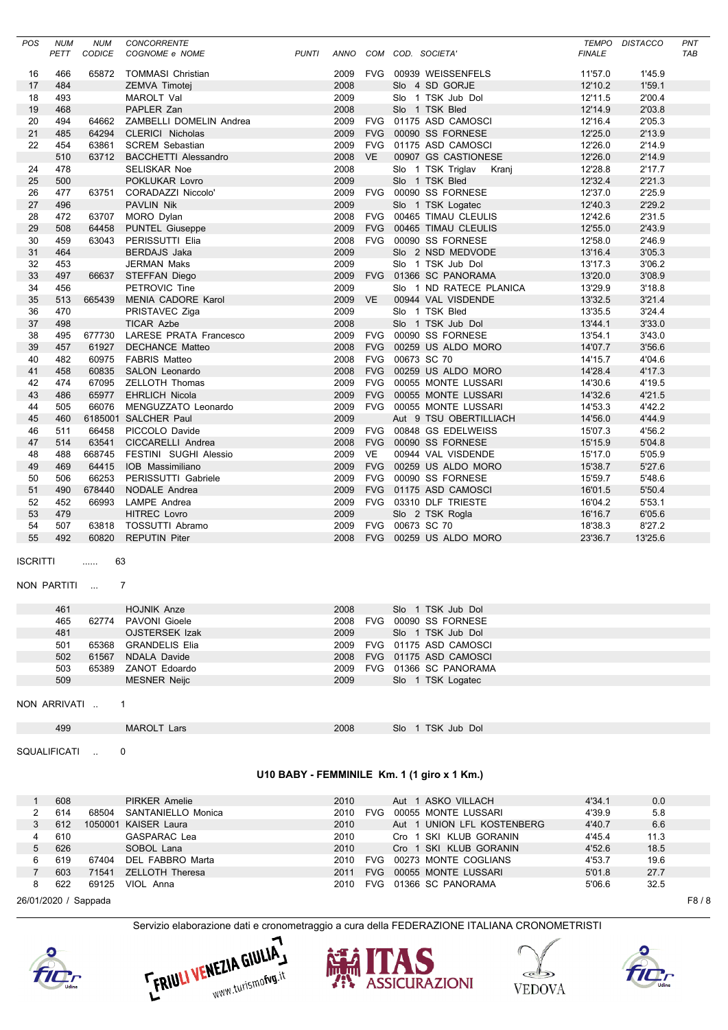| POS | NUM PETT | NUM CODICE | CONCORRENTE COGNOME e NOME | PUNTI | ANNO | COM | COD. SOCIETA' | TEMPO FINALE | DISTACCO | PNT TAB |
|---|---|---|---|---|---|---|---|---|---|---|
| 16 | 466 | 65872 | TOMMASI Christian | | 2009 | FVG | 00939 WEISSENFELS | 11'57.0 | 1'45.9 | |
| 17 | 484 | | ZEMVA Timotej | | 2008 | | Slo 4 SD GORJE | 12'10.2 | 1'59.1 | |
| 18 | 493 | | MAROLT Val | | 2009 | | Slo 1 TSK Jub Dol | 12'11.5 | 2'00.4 | |
| 19 | 468 | | PAPLER Zan | | 2008 | | Slo 1 TSK Bled | 12'14.9 | 2'03.8 | |
| 20 | 494 | 64662 | ZAMBELLI DOMELIN Andrea | | 2009 | FVG | 01175 ASD CAMOSCI | 12'16.4 | 2'05.3 | |
| 21 | 485 | 64294 | CLERICI Nicholas | | 2009 | FVG | 00090 SS FORNESE | 12'25.0 | 2'13.9 | |
| 22 | 454 | 63861 | SCREM Sebastian | | 2009 | FVG | 01175 ASD CAMOSCI | 12'26.0 | 2'14.9 | |
| | 510 | 63712 | BACCHETTI Alessandro | | 2008 | VE | 00907 GS CASTIONESE | 12'26.0 | 2'14.9 | |
| 24 | 478 | | SELISKAR Noe | | 2008 | | Slo 1 TSK Triglav Kranj | 12'28.8 | 2'17.7 | |
| 25 | 500 | | POKLUKAR Lovro | | 2009 | | Slo 1 TSK Bled | 12'32.4 | 2'21.3 | |
| 26 | 477 | 63751 | CORADAZZI Niccolo' | | 2009 | FVG | 00090 SS FORNESE | 12'37.0 | 2'25.9 | |
| 27 | 496 | | PAVLIN Nik | | 2009 | | Slo 1 TSK Logatec | 12'40.3 | 2'29.2 | |
| 28 | 472 | 63707 | MORO Dylan | | 2008 | FVG | 00465 TIMAU CLEULIS | 12'42.6 | 2'31.5 | |
| 29 | 508 | 64458 | PUNTEL Giuseppe | | 2009 | FVG | 00465 TIMAU CLEULIS | 12'55.0 | 2'43.9 | |
| 30 | 459 | 63043 | PERISSUTTI Elia | | 2008 | FVG | 00090 SS FORNESE | 12'58.0 | 2'46.9 | |
| 31 | 464 | | BERDAJS Jaka | | 2009 | | Slo 2 NSD MEDVODE | 13'16.4 | 3'05.3 | |
| 32 | 453 | | JERMAN Maks | | 2009 | | Slo 1 TSK Jub Dol | 13'17.3 | 3'06.2 | |
| 33 | 497 | 66637 | STEFFAN Diego | | 2009 | FVG | 01366 SC PANORAMA | 13'20.0 | 3'08.9 | |
| 34 | 456 | | PETROVIC Tine | | 2009 | | Slo 1 ND RATECE PLANICA | 13'29.9 | 3'18.8 | |
| 35 | 513 | 665439 | MENIA CADORE Karol | | 2009 | VE | 00944 VAL VISDENDE | 13'32.5 | 3'21.4 | |
| 36 | 470 | | PRISTAVEC Ziga | | 2009 | | Slo 1 TSK Bled | 13'35.5 | 3'24.4 | |
| 37 | 498 | | TICAR Azbe | | 2008 | | Slo 1 TSK Jub Dol | 13'44.1 | 3'33.0 | |
| 38 | 495 | 677730 | LARESE PRATA Francesco | | 2009 | FVG | 00090 SS FORNESE | 13'54.1 | 3'43.0 | |
| 39 | 457 | 61927 | DECHANCE Matteo | | 2008 | FVG | 00259 US ALDO MORO | 14'07.7 | 3'56.6 | |
| 40 | 482 | 60975 | FABRIS Matteo | | 2008 | FVG | 00673 SC 70 | 14'15.7 | 4'04.6 | |
| 41 | 458 | 60835 | SALON Leonardo | | 2008 | FVG | 00259 US ALDO MORO | 14'28.4 | 4'17.3 | |
| 42 | 474 | 67095 | ZELLOTH Thomas | | 2009 | FVG | 00055 MONTE LUSSARI | 14'30.6 | 4'19.5 | |
| 43 | 486 | 65977 | EHRLICH Nicola | | 2009 | FVG | 00055 MONTE LUSSARI | 14'32.6 | 4'21.5 | |
| 44 | 505 | 66076 | MENGUZZATO Leonardo | | 2009 | FVG | 00055 MONTE LUSSARI | 14'53.3 | 4'42.2 | |
| 45 | 460 | 6185001 | SALCHER Paul | | 2009 | | Aut 9 TSU OBERTILLIACH | 14'56.0 | 4'44.9 | |
| 46 | 511 | 66458 | PICCOLO Davide | | 2009 | FVG | 00848 GS EDELWEISS | 15'07.3 | 4'56.2 | |
| 47 | 514 | 63541 | CICCARELLI Andrea | | 2008 | FVG | 00090 SS FORNESE | 15'15.9 | 5'04.8 | |
| 48 | 488 | 668745 | FESTINI SUGHI Alessio | | 2009 | VE | 00944 VAL VISDENDE | 15'17.0 | 5'05.9 | |
| 49 | 469 | 64415 | IOB Massimiliano | | 2009 | FVG | 00259 US ALDO MORO | 15'38.7 | 5'27.6 | |
| 50 | 506 | 66253 | PERISSUTTI Gabriele | | 2009 | FVG | 00090 SS FORNESE | 15'59.7 | 5'48.6 | |
| 51 | 490 | 678440 | NODALE Andrea | | 2009 | FVG | 01175 ASD CAMOSCI | 16'01.5 | 5'50.4 | |
| 52 | 452 | 66993 | LAMPE Andrea | | 2009 | FVG | 03310 DLF TRIESTE | 16'04.2 | 5'53.1 | |
| 53 | 479 | | HITREC Lovro | | 2009 | | Slo 2 TSK Rogla | 16'16.7 | 6'05.6 | |
| 54 | 507 | 63818 | TOSSUTTI Abramo | | 2009 | FVG | 00673 SC 70 | 18'38.3 | 8'27.2 | |
| 55 | 492 | 60820 | REPUTIN Piter | | 2008 | FVG | 00259 US ALDO MORO | 23'36.7 | 13'25.6 | |

ISCRITTI ...... 63

NON PARTITI ... 7

| NUM PETT | NUM CODICE | COGNOME e NOME | ANNO | COM | COD. SOCIETA' |
|---|---|---|---|---|---|
| 461 | | HOJNIK Anze | 2008 | | Slo 1 TSK Jub Dol |
| 465 | 62774 | PAVONI Gioele | 2008 | FVG | 00090 SS FORNESE |
| 481 | | OJSTERSEK Izak | 2009 | | Slo 1 TSK Jub Dol |
| 501 | 65368 | GRANDELIS Elia | 2009 | FVG | 01175 ASD CAMOSCI |
| 502 | 61567 | NDALA Davide | 2008 | FVG | 01175 ASD CAMOSCI |
| 503 | 65389 | ZANOT Edoardo | 2009 | FVG | 01366 SC PANORAMA |
| 509 | | MESNER Neijc | 2009 | | Slo 1 TSK Logatec |

NON ARRIVATI .. 1

| NUM PETT | NUM CODICE | COGNOME e NOME | ANNO | COM | COD. SOCIETA' |
|---|---|---|---|---|---|
| 499 | | MAROLT Lars | 2008 | | Slo 1 TSK Jub Dol |

SQUALIFICATI .. 0

### U10 BABY - FEMMINILE Km. 1 (1 giro x 1 Km.)

| POS | NUM PETT | NUM CODICE | COGNOME e NOME | PUNTI | ANNO | COM | COD. SOCIETA' | TEMPO FINALE | DISTACCO | PNT TAB |
|---|---|---|---|---|---|---|---|---|---|---|
| 1 | 608 | | PIRKER Amelie | | 2010 | | Aut 1 ASKO VILLACH | 4'34.1 | 0.0 | |
| 2 | 614 | 68504 | SANTANIELLO Monica | | 2010 | FVG | 00055 MONTE LUSSARI | 4'39.9 | 5.8 | |
| 3 | 612 | 1050001 | KAISER Laura | | 2010 | | Aut 1 UNION LFL KOSTENBERG | 4'40.7 | 6.6 | |
| 4 | 610 | | GASPARAC Lea | | 2010 | | Cro 1 SKI KLUB GORANIN | 4'45.4 | 11.3 | |
| 5 | 626 | | SOBOL Lana | | 2010 | | Cro 1 SKI KLUB GORANIN | 4'52.6 | 18.5 | |
| 6 | 619 | 67404 | DEL FABBRO Marta | | 2010 | FVG | 00273 MONTE COGLIANS | 4'53.7 | 19.6 | |
| 7 | 603 | 71541 | ZELLOTH Theresa | | 2011 | FVG | 00055 MONTE LUSSARI | 5'01.8 | 27.7 | |
| 8 | 622 | 69125 | VIOL Anna | | 2010 | FVG | 01366 SC PANORAMA | 5'06.6 | 32.5 | |

26/01/2020 / Sappada

Servizio elaborazione dati e cronometraggio a cura della FEDERAZIONE ITALIANA CRONOMETRISTI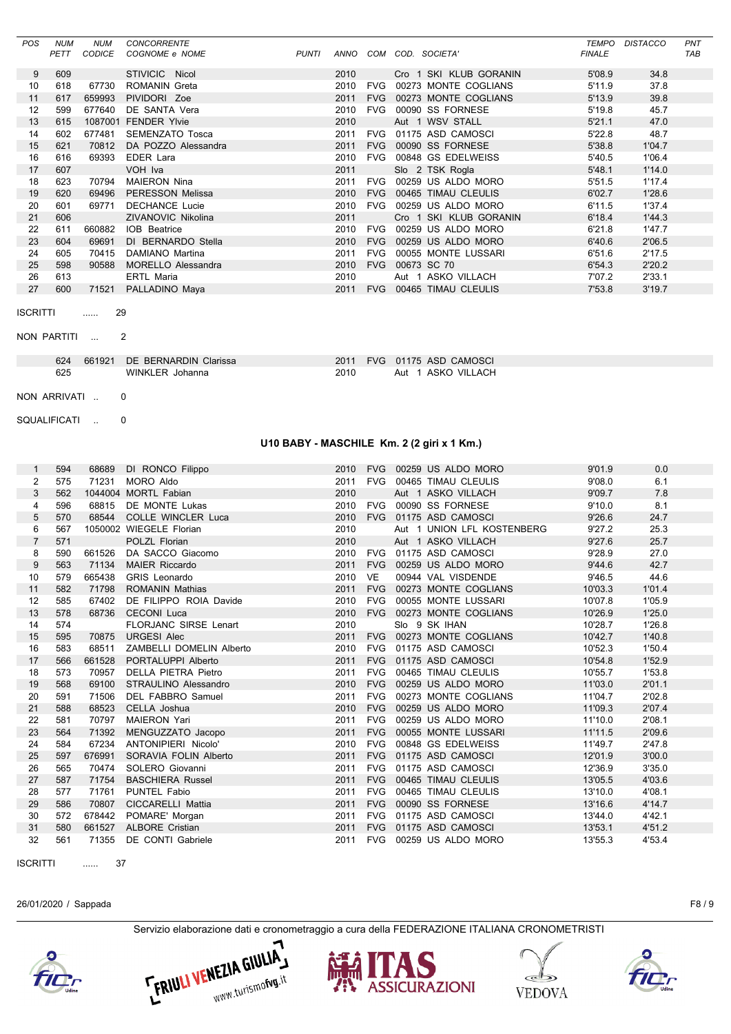| POS | NUM PETT | NUM CODICE | CONCORRENTE COGNOME e NOME | PUNTI | ANNO | COM | COD. SOCIETA' | TEMPO FINALE | DISTACCO | PNT TAB |
|---|---|---|---|---|---|---|---|---|---|---|
| 9 | 609 | | STIVICIC Nicol | | 2010 | | Cro 1 SKI KLUB GORANIN | 5'08.9 | 34.8 | |
| 10 | 618 | 67730 | ROMANIN Greta | | 2010 | FVG | 00273 MONTE COGLIANS | 5'11.9 | 37.8 | |
| 11 | 617 | 659993 | PIVIDORI Zoe | | 2011 | FVG | 00273 MONTE COGLIANS | 5'13.9 | 39.8 | |
| 12 | 599 | 677640 | DE SANTA Vera | | 2010 | FVG | 00090 SS FORNESE | 5'19.8 | 45.7 | |
| 13 | 615 | 1087001 | FENDER Ylvie | | 2010 | | Aut 1 WSV STALL | 5'21.1 | 47.0 | |
| 14 | 602 | 677481 | SEMENZATO Tosca | | 2011 | FVG | 01175 ASD CAMOSCI | 5'22.8 | 48.7 | |
| 15 | 621 | 70812 | DA POZZO Alessandra | | 2011 | FVG | 00090 SS FORNESE | 5'38.8 | 1'04.7 | |
| 16 | 616 | 69393 | EDER Lara | | 2010 | FVG | 00848 GS EDELWEISS | 5'40.5 | 1'06.4 | |
| 17 | 607 | | VOH Iva | | 2011 | | Slo 2 TSK Rogla | 5'48.1 | 1'14.0 | |
| 18 | 623 | 70794 | MAIERON Nina | | 2011 | FVG | 00259 US ALDO MORO | 5'51.5 | 1'17.4 | |
| 19 | 620 | 69496 | PERESSON Melissa | | 2010 | FVG | 00465 TIMAU CLEULIS | 6'02.7 | 1'28.6 | |
| 20 | 601 | 69771 | DECHANCE Lucie | | 2010 | FVG | 00259 US ALDO MORO | 6'11.5 | 1'37.4 | |
| 21 | 606 | | ZIVANOVIC Nikolina | | 2011 | | Cro 1 SKI KLUB GORANIN | 6'18.4 | 1'44.3 | |
| 22 | 611 | 660882 | IOB Beatrice | | 2010 | FVG | 00259 US ALDO MORO | 6'21.8 | 1'47.7 | |
| 23 | 604 | 69691 | DI BERNARDO Stella | | 2010 | FVG | 00259 US ALDO MORO | 6'40.6 | 2'06.5 | |
| 24 | 605 | 70415 | DAMIANO Martina | | 2011 | FVG | 00055 MONTE LUSSARI | 6'51.6 | 2'17.5 | |
| 25 | 598 | 90588 | MORELLO Alessandra | | 2010 | FVG | 00673 SC 70 | 6'54.3 | 2'20.2 | |
| 26 | 613 | | ERTL Maria | | 2010 | | Aut 1 ASKO VILLACH | 7'07.2 | 2'33.1 | |
| 27 | 600 | 71521 | PALLADINO Maya | | 2011 | FVG | 00465 TIMAU CLEULIS | 7'53.8 | 3'19.7 | |

ISCRITTI ...... 29

NON PARTITI ... 2

| NUM PETT | NUM CODICE | COGNOME e NOME | ANNO | COM | COD. SOCIETA' |
|---|---|---|---|---|---|
| 624 | 661921 | DE BERNARDIN Clarissa | 2011 | FVG | 01175 ASD CAMOSCI |
| 625 | | WINKLER Johanna | 2010 | | Aut 1 ASKO VILLACH |

NON ARRIVATI .. 0

SQUALIFICATI .. 0

### U10 BABY - MASCHILE Km. 2 (2 giri x 1 Km.)

| POS | NUM PETT | NUM CODICE | COGNOME e NOME | PUNTI | ANNO | COM | COD. SOCIETA' | TEMPO FINALE | DISTACCO | PNT TAB |
|---|---|---|---|---|---|---|---|---|---|---|
| 1 | 594 | 68689 | DI RONCO Filippo | | 2010 | FVG | 00259 US ALDO MORO | 9'01.9 | 0.0 | |
| 2 | 575 | 71231 | MORO Aldo | | 2011 | FVG | 00465 TIMAU CLEULIS | 9'08.0 | 6.1 | |
| 3 | 562 | 1044004 | MORTL Fabian | | 2010 | | Aut 1 ASKO VILLACH | 9'09.7 | 7.8 | |
| 4 | 596 | 68815 | DE MONTE Lukas | | 2010 | FVG | 00090 SS FORNESE | 9'10.0 | 8.1 | |
| 5 | 570 | 68544 | COLLE WINCLER Luca | | 2010 | FVG | 01175 ASD CAMOSCI | 9'26.6 | 24.7 | |
| 6 | 567 | 1050002 | WIEGELE Florian | | 2010 | | Aut 1 UNION LFL KOSTENBERG | 9'27.2 | 25.3 | |
| 7 | 571 | | POLZL Florian | | 2010 | | Aut 1 ASKO VILLACH | 9'27.6 | 25.7 | |
| 8 | 590 | 661526 | DA SACCO Giacomo | | 2010 | FVG | 01175 ASD CAMOSCI | 9'28.9 | 27.0 | |
| 9 | 563 | 71134 | MAIER Riccardo | | 2011 | FVG | 00259 US ALDO MORO | 9'44.6 | 42.7 | |
| 10 | 579 | 665438 | GRIS Leonardo | | 2010 | VE | 00944 VAL VISDENDE | 9'46.5 | 44.6 | |
| 11 | 582 | 71798 | ROMANIN Mathias | | 2011 | FVG | 00273 MONTE COGLIANS | 10'03.3 | 1'01.4 | |
| 12 | 585 | 67402 | DE FILIPPO ROIA Davide | | 2010 | FVG | 00055 MONTE LUSSARI | 10'07.8 | 1'05.9 | |
| 13 | 578 | 68736 | CECONI Luca | | 2010 | FVG | 00273 MONTE COGLIANS | 10'26.9 | 1'25.0 | |
| 14 | 574 | | FLORJANC SIRSE Lenart | | 2010 | | Slo 9 SK IHAN | 10'28.7 | 1'26.8 | |
| 15 | 595 | 70875 | URGESI Alec | | 2011 | FVG | 00273 MONTE COGLIANS | 10'42.7 | 1'40.8 | |
| 16 | 583 | 68511 | ZAMBELLI DOMELIN Alberto | | 2010 | FVG | 01175 ASD CAMOSCI | 10'52.3 | 1'50.4 | |
| 17 | 566 | 661528 | PORTALUPPI Alberto | | 2011 | FVG | 01175 ASD CAMOSCI | 10'54.8 | 1'52.9 | |
| 18 | 573 | 70957 | DELLA PIETRA Pietro | | 2011 | FVG | 00465 TIMAU CLEULIS | 10'55.7 | 1'53.8 | |
| 19 | 568 | 69100 | STRAULINO Alessandro | | 2010 | FVG | 00259 US ALDO MORO | 11'03.0 | 2'01.1 | |
| 20 | 591 | 71506 | DEL FABBRO Samuel | | 2011 | FVG | 00273 MONTE COGLIANS | 11'04.7 | 2'02.8 | |
| 21 | 588 | 68523 | CELLA Joshua | | 2010 | FVG | 00259 US ALDO MORO | 11'09.3 | 2'07.4 | |
| 22 | 581 | 70797 | MAIERON Yari | | 2011 | FVG | 00259 US ALDO MORO | 11'10.0 | 2'08.1 | |
| 23 | 564 | 71392 | MENGUZZATO Jacopo | | 2011 | FVG | 00055 MONTE LUSSARI | 11'11.5 | 2'09.6 | |
| 24 | 584 | 67234 | ANTONIPIERI Nicolo' | | 2010 | FVG | 00848 GS EDELWEISS | 11'49.7 | 2'47.8 | |
| 25 | 597 | 676991 | SORAVIA FOLIN Alberto | | 2011 | FVG | 01175 ASD CAMOSCI | 12'01.9 | 3'00.0 | |
| 26 | 565 | 70474 | SOLERO Giovanni | | 2011 | FVG | 01175 ASD CAMOSCI | 12'36.9 | 3'35.0 | |
| 27 | 587 | 71754 | BASCHIERA Russel | | 2011 | FVG | 00465 TIMAU CLEULIS | 13'05.5 | 4'03.6 | |
| 28 | 577 | 71761 | PUNTEL Fabio | | 2011 | FVG | 00465 TIMAU CLEULIS | 13'10.0 | 4'08.1 | |
| 29 | 586 | 70807 | CICCARELLI Mattia | | 2011 | FVG | 00090 SS FORNESE | 13'16.6 | 4'14.7 | |
| 30 | 572 | 678442 | POMARE' Morgan | | 2011 | FVG | 01175 ASD CAMOSCI | 13'44.0 | 4'42.1 | |
| 31 | 580 | 661527 | ALBORE Cristian | | 2011 | FVG | 01175 ASD CAMOSCI | 13'53.1 | 4'51.2 | |
| 32 | 561 | 71355 | DE CONTI Gabriele | | 2011 | FVG | 00259 US ALDO MORO | 13'55.3 | 4'53.4 | |

ISCRITTI ...... 37

26/01/2020 / Sappada

Servizio elaborazione dati e cronometraggio a cura della FEDERAZIONE ITALIANA CRONOMETRISTI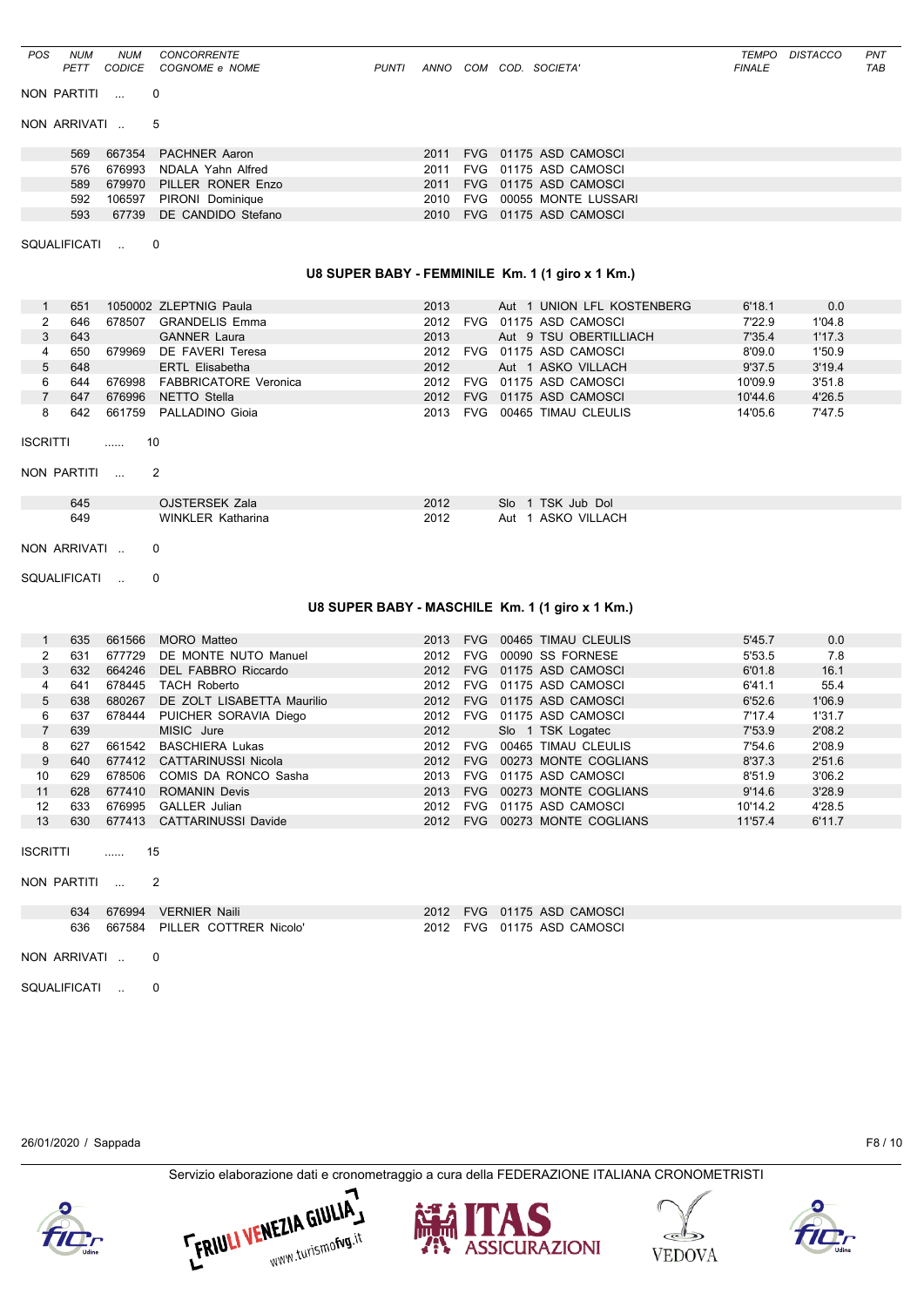| POS | NUM PETT | NUM CODICE | CONCORRENTE COGNOME e NOME | PUNTI | ANNO | COM | COD. SOCIETA' | TEMPO FINALE | DISTACCO | PNT TAB |
|---|---|---|---|---|---|---|---|---|---|---|

NON PARTITI ... 0

NON ARRIVATI .. 5

| | | | | | | |
|---|---|---|---|---|---|---|
| 569 | 667354 | PACHNER Aaron | 2011 | FVG | 01175 | ASD CAMOSCI |
| 576 | 676993 | NDALA Yahn Alfred | 2011 | FVG | 01175 | ASD CAMOSCI |
| 589 | 679970 | PILLER RONER Enzo | 2011 | FVG | 01175 | ASD CAMOSCI |
| 592 | 106597 | PIRONI Dominique | 2010 | FVG | 00055 | MONTE LUSSARI |
| 593 | 67739 | DE CANDIDO Stefano | 2010 | FVG | 01175 | ASD CAMOSCI |

SQUALIFICATI .. 0

## U8 SUPER BABY - FEMMINILE Km. 1 (1 giro x 1 Km.)

| POS | NUM PETT | NUM CODICE | COGNOME e NOME | ANNO | COM | COD. SOCIETA' | TEMPO FINALE | DISTACCO |
|---|---|---|---|---|---|---|---|---|
| 1 | 651 | 1050002 | ZLEPTNIG Paula | 2013 | Aut | 1 UNION LFL KOSTENBERG | 6'18.1 | 0.0 |
| 2 | 646 | 678507 | GRANDELIS Emma | 2012 | FVG | 01175 ASD CAMOSCI | 7'22.9 | 1'04.8 |
| 3 | 643 | | GANNER Laura | 2013 | Aut | 9 TSU OBERTILLIACH | 7'35.4 | 1'17.3 |
| 4 | 650 | 679969 | DE FAVERI Teresa | 2012 | FVG | 01175 ASD CAMOSCI | 8'09.0 | 1'50.9 |
| 5 | 648 | | ERTL Elisabetha | 2012 | Aut | 1 ASKO VILLACH | 9'37.5 | 3'19.4 |
| 6 | 644 | 676998 | FABBRICATORE Veronica | 2012 | FVG | 01175 ASD CAMOSCI | 10'09.9 | 3'51.8 |
| 7 | 647 | 676996 | NETTO Stella | 2012 | FVG | 01175 ASD CAMOSCI | 10'44.6 | 4'26.5 |
| 8 | 642 | 661759 | PALLADINO Gioia | 2013 | FVG | 00465 TIMAU CLEULIS | 14'05.6 | 7'47.5 |

ISCRITTI ...... 10

NON PARTITI ... 2

| | | | | | |
|---|---|---|---|---|---|
| 645 | OJSTERSEK Zala | 2012 | Slo | 1 | TSK Jub Dol |
| 649 | WINKLER Katharina | 2012 | Aut | 1 | ASKO VILLACH |

NON ARRIVATI .. 0

SQUALIFICATI .. 0

## U8 SUPER BABY - MASCHILE Km. 1 (1 giro x 1 Km.)

| POS | NUM PETT | NUM CODICE | COGNOME e NOME | ANNO | COM | COD. SOCIETA' | TEMPO FINALE | DISTACCO |
|---|---|---|---|---|---|---|---|---|
| 1 | 635 | 661566 | MORO Matteo | 2013 | FVG | 00465 TIMAU CLEULIS | 5'45.7 | 0.0 |
| 2 | 631 | 677729 | DE MONTE NUTO Manuel | 2012 | FVG | 00090 SS FORNESE | 5'53.5 | 7.8 |
| 3 | 632 | 664246 | DEL FABBRO Riccardo | 2012 | FVG | 01175 ASD CAMOSCI | 6'01.8 | 16.1 |
| 4 | 641 | 678445 | TACH Roberto | 2012 | FVG | 01175 ASD CAMOSCI | 6'41.1 | 55.4 |
| 5 | 638 | 680267 | DE ZOLT LISABETTA Maurilio | 2012 | FVG | 01175 ASD CAMOSCI | 6'52.6 | 1'06.9 |
| 6 | 637 | 678444 | PUICHER SORAVIA Diego | 2012 | FVG | 01175 ASD CAMOSCI | 7'17.4 | 1'31.7 |
| 7 | 639 | | MISIC Jure | 2012 | Slo | 1 TSK Logatec | 7'53.9 | 2'08.2 |
| 8 | 627 | 661542 | BASCHIERA Lukas | 2012 | FVG | 00465 TIMAU CLEULIS | 7'54.6 | 2'08.9 |
| 9 | 640 | 677412 | CATTARINUSSI Nicola | 2012 | FVG | 00273 MONTE COGLIANS | 8'37.3 | 2'51.6 |
| 10 | 629 | 678506 | COMIS DA RONCO Sasha | 2013 | FVG | 01175 ASD CAMOSCI | 8'51.9 | 3'06.2 |
| 11 | 628 | 677410 | ROMANIN Devis | 2013 | FVG | 00273 MONTE COGLIANS | 9'14.6 | 3'28.9 |
| 12 | 633 | 676995 | GALLER Julian | 2012 | FVG | 01175 ASD CAMOSCI | 10'14.2 | 4'28.5 |
| 13 | 630 | 677413 | CATTARINUSSI Davide | 2012 | FVG | 00273 MONTE COGLIANS | 11'57.4 | 6'11.7 |

ISCRITTI ...... 15

NON PARTITI ... 2

| | | | | | | |
|---|---|---|---|---|---|---|
| 634 | 676994 | VERNIER Naili | 2012 | FVG | 01175 | ASD CAMOSCI |
| 636 | 667584 | PILLER COTTRER Nicolo' | 2012 | FVG | 01175 | ASD CAMOSCI |

NON ARRIVATI .. 0

SQUALIFICATI .. 0

26/01/2020 / Sappada

Servizio elaborazione dati e cronometraggio a cura della FEDERAZIONE ITALIANA CRONOMETRISTI